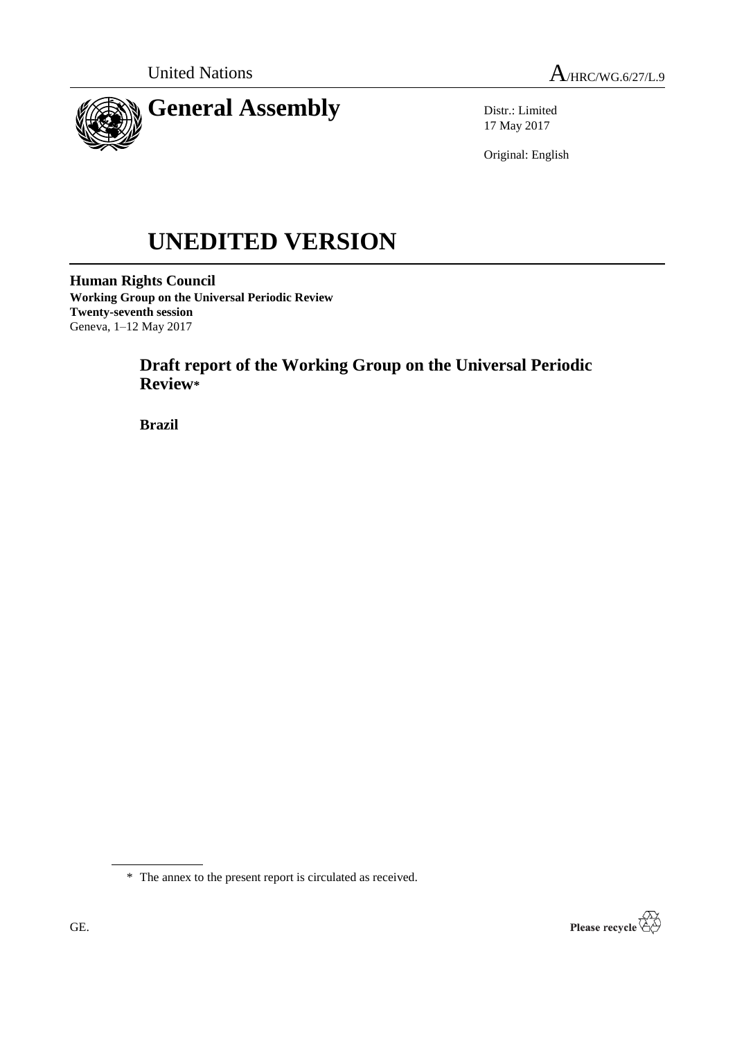United Nations A/HRC/WG.6/27/L.9

# General Assembly

Distr.: Limited
17 May 2017

Original: English

# UNEDITED VERSION

**Human Rights Council**
**Working Group on the Universal Periodic Review**
**Twenty-seventh session**
Geneva, 1–12 May 2017

## Draft report of the Working Group on the Universal Periodic Review*

**Brazil**

\* The annex to the present report is circulated as received.

GE.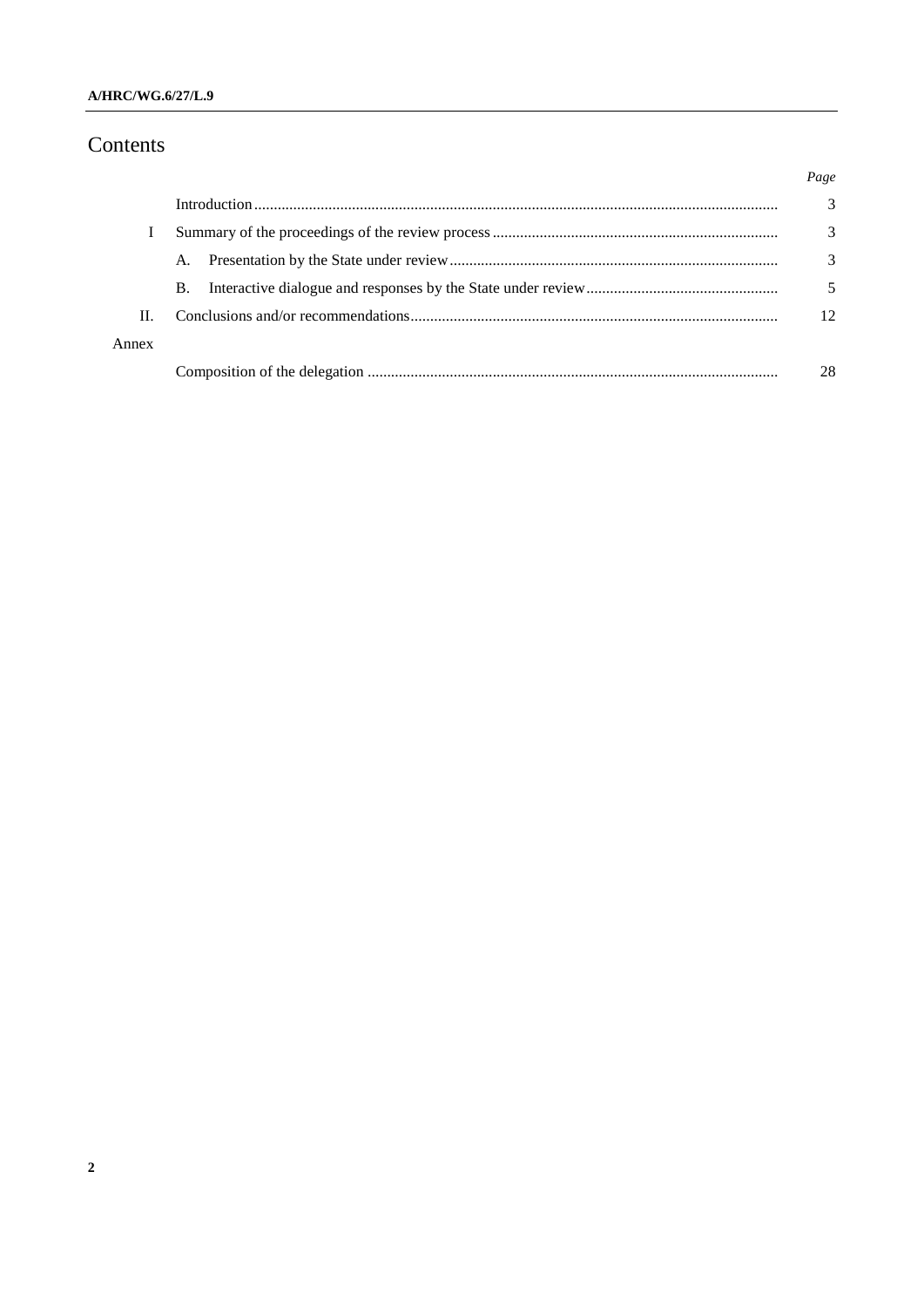# Contents

| | | Page |
|---|---|---|
| | Introduction | 3 |
| I | Summary of the proceedings of the review process | 3 |
| | A. Presentation by the State under review | 3 |
| | B. Interactive dialogue and responses by the State under review | 5 |
| II. | Conclusions and/or recommendations | 12 |
| Annex | | |
| | Composition of the delegation | 28 |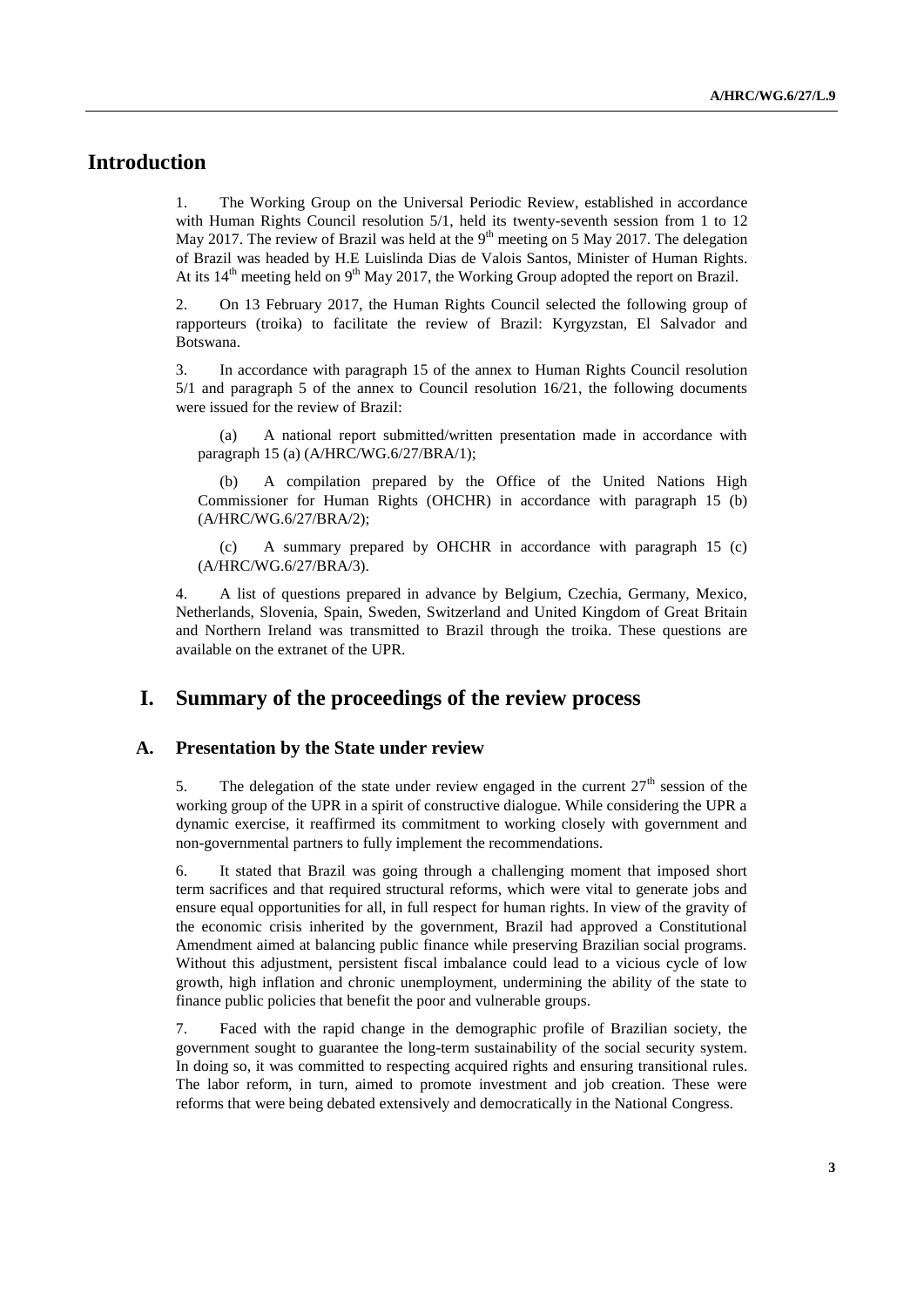# Introduction

1. The Working Group on the Universal Periodic Review, established in accordance with Human Rights Council resolution 5/1, held its twenty-seventh session from 1 to 12 May 2017. The review of Brazil was held at the 9th meeting on 5 May 2017. The delegation of Brazil was headed by H.E Luislinda Dias de Valois Santos, Minister of Human Rights. At its 14th meeting held on 9th May 2017, the Working Group adopted the report on Brazil.

2. On 13 February 2017, the Human Rights Council selected the following group of rapporteurs (troika) to facilitate the review of Brazil: Kyrgyzstan, El Salvador and Botswana.

3. In accordance with paragraph 15 of the annex to Human Rights Council resolution 5/1 and paragraph 5 of the annex to Council resolution 16/21, the following documents were issued for the review of Brazil:

(a) A national report submitted/written presentation made in accordance with paragraph 15 (a) (A/HRC/WG.6/27/BRA/1);

(b) A compilation prepared by the Office of the United Nations High Commissioner for Human Rights (OHCHR) in accordance with paragraph 15 (b) (A/HRC/WG.6/27/BRA/2);

(c) A summary prepared by OHCHR in accordance with paragraph 15 (c) (A/HRC/WG.6/27/BRA/3).

4. A list of questions prepared in advance by Belgium, Czechia, Germany, Mexico, Netherlands, Slovenia, Spain, Sweden, Switzerland and United Kingdom of Great Britain and Northern Ireland was transmitted to Brazil through the troika. These questions are available on the extranet of the UPR.

# I. Summary of the proceedings of the review process

## A. Presentation by the State under review

5. The delegation of the state under review engaged in the current 27th session of the working group of the UPR in a spirit of constructive dialogue. While considering the UPR a dynamic exercise, it reaffirmed its commitment to working closely with government and non-governmental partners to fully implement the recommendations.

6. It stated that Brazil was going through a challenging moment that imposed short term sacrifices and that required structural reforms, which were vital to generate jobs and ensure equal opportunities for all, in full respect for human rights. In view of the gravity of the economic crisis inherited by the government, Brazil had approved a Constitutional Amendment aimed at balancing public finance while preserving Brazilian social programs. Without this adjustment, persistent fiscal imbalance could lead to a vicious cycle of low growth, high inflation and chronic unemployment, undermining the ability of the state to finance public policies that benefit the poor and vulnerable groups.

7. Faced with the rapid change in the demographic profile of Brazilian society, the government sought to guarantee the long-term sustainability of the social security system. In doing so, it was committed to respecting acquired rights and ensuring transitional rules. The labor reform, in turn, aimed to promote investment and job creation. These were reforms that were being debated extensively and democratically in the National Congress.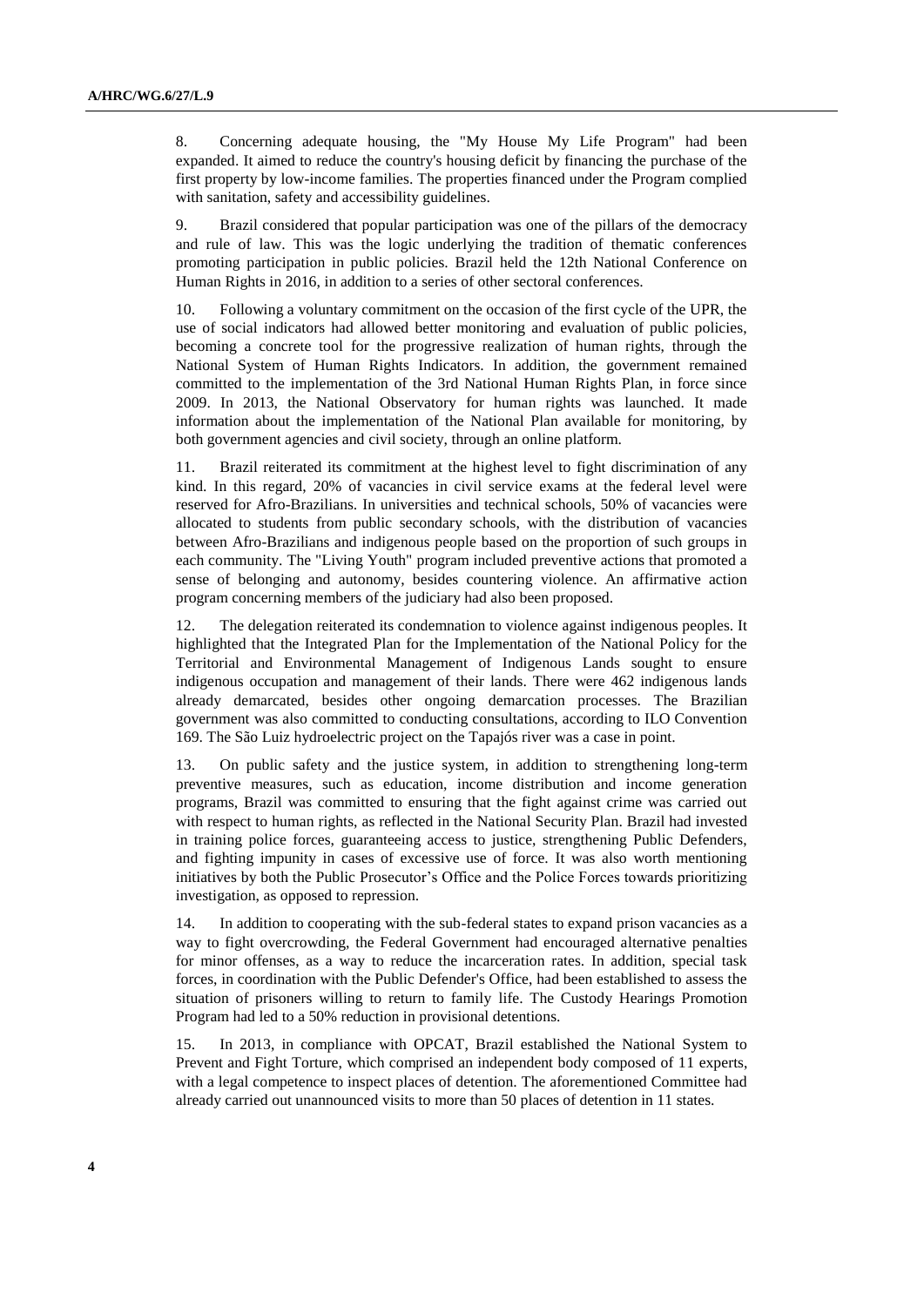8. Concerning adequate housing, the "My House My Life Program" had been expanded. It aimed to reduce the country's housing deficit by financing the purchase of the first property by low-income families. The properties financed under the Program complied with sanitation, safety and accessibility guidelines.

9. Brazil considered that popular participation was one of the pillars of the democracy and rule of law. This was the logic underlying the tradition of thematic conferences promoting participation in public policies. Brazil held the 12th National Conference on Human Rights in 2016, in addition to a series of other sectoral conferences.

10. Following a voluntary commitment on the occasion of the first cycle of the UPR, the use of social indicators had allowed better monitoring and evaluation of public policies, becoming a concrete tool for the progressive realization of human rights, through the National System of Human Rights Indicators. In addition, the government remained committed to the implementation of the 3rd National Human Rights Plan, in force since 2009. In 2013, the National Observatory for human rights was launched. It made information about the implementation of the National Plan available for monitoring, by both government agencies and civil society, through an online platform.

11. Brazil reiterated its commitment at the highest level to fight discrimination of any kind. In this regard, 20% of vacancies in civil service exams at the federal level were reserved for Afro-Brazilians. In universities and technical schools, 50% of vacancies were allocated to students from public secondary schools, with the distribution of vacancies between Afro-Brazilians and indigenous people based on the proportion of such groups in each community. The "Living Youth" program included preventive actions that promoted a sense of belonging and autonomy, besides countering violence. An affirmative action program concerning members of the judiciary had also been proposed.

12. The delegation reiterated its condemnation to violence against indigenous peoples. It highlighted that the Integrated Plan for the Implementation of the National Policy for the Territorial and Environmental Management of Indigenous Lands sought to ensure indigenous occupation and management of their lands. There were 462 indigenous lands already demarcated, besides other ongoing demarcation processes. The Brazilian government was also committed to conducting consultations, according to ILO Convention 169. The São Luiz hydroelectric project on the Tapajós river was a case in point.

13. On public safety and the justice system, in addition to strengthening long-term preventive measures, such as education, income distribution and income generation programs, Brazil was committed to ensuring that the fight against crime was carried out with respect to human rights, as reflected in the National Security Plan. Brazil had invested in training police forces, guaranteeing access to justice, strengthening Public Defenders, and fighting impunity in cases of excessive use of force. It was also worth mentioning initiatives by both the Public Prosecutor's Office and the Police Forces towards prioritizing investigation, as opposed to repression.

14. In addition to cooperating with the sub-federal states to expand prison vacancies as a way to fight overcrowding, the Federal Government had encouraged alternative penalties for minor offenses, as a way to reduce the incarceration rates. In addition, special task forces, in coordination with the Public Defender's Office, had been established to assess the situation of prisoners willing to return to family life. The Custody Hearings Promotion Program had led to a 50% reduction in provisional detentions.

15. In 2013, in compliance with OPCAT, Brazil established the National System to Prevent and Fight Torture, which comprised an independent body composed of 11 experts, with a legal competence to inspect places of detention. The aforementioned Committee had already carried out unannounced visits to more than 50 places of detention in 11 states.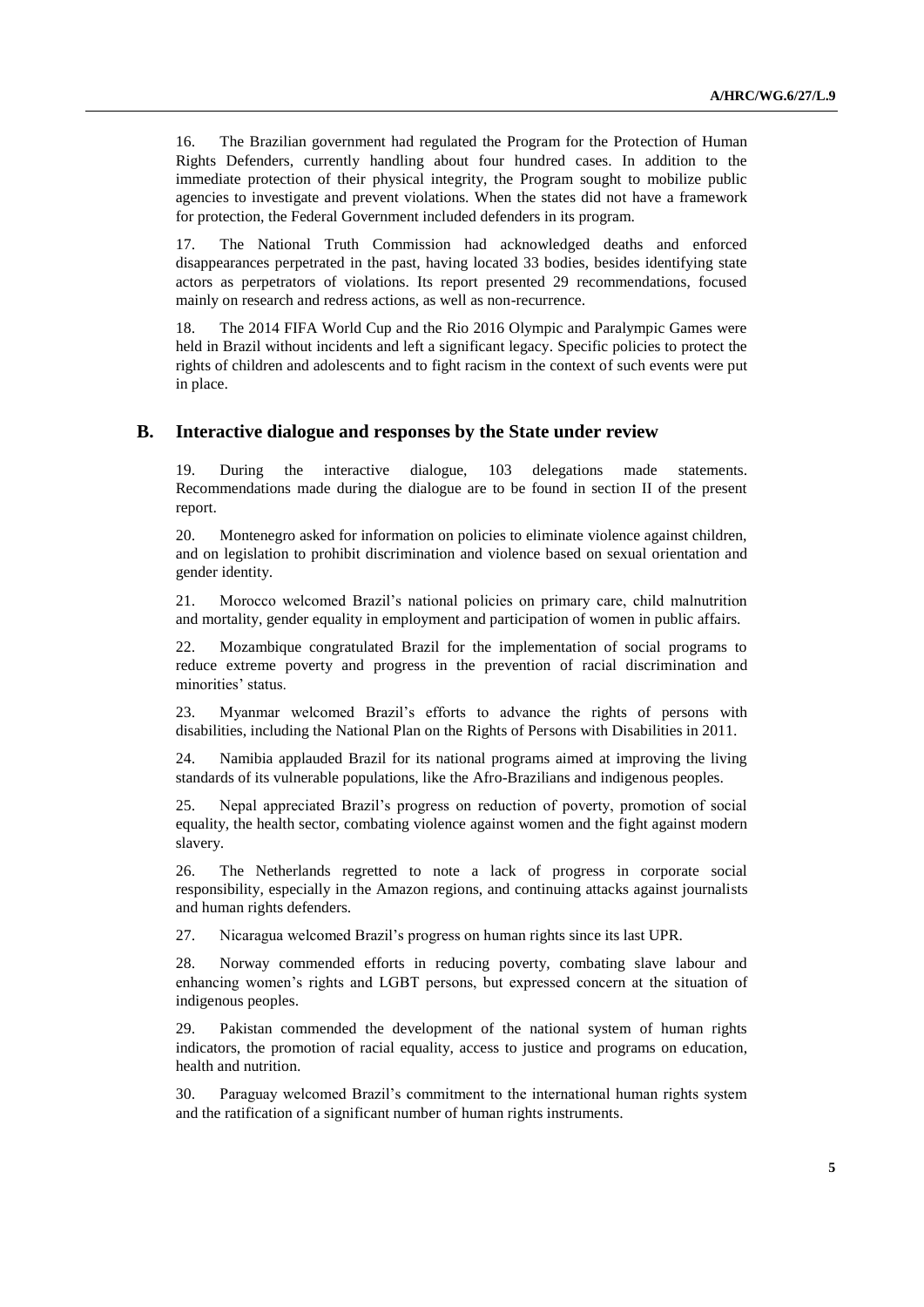16. The Brazilian government had regulated the Program for the Protection of Human Rights Defenders, currently handling about four hundred cases. In addition to the immediate protection of their physical integrity, the Program sought to mobilize public agencies to investigate and prevent violations. When the states did not have a framework for protection, the Federal Government included defenders in its program.

17. The National Truth Commission had acknowledged deaths and enforced disappearances perpetrated in the past, having located 33 bodies, besides identifying state actors as perpetrators of violations. Its report presented 29 recommendations, focused mainly on research and redress actions, as well as non-recurrence.

18. The 2014 FIFA World Cup and the Rio 2016 Olympic and Paralympic Games were held in Brazil without incidents and left a significant legacy. Specific policies to protect the rights of children and adolescents and to fight racism in the context of such events were put in place.

## B. Interactive dialogue and responses by the State under review

19. During the interactive dialogue, 103 delegations made statements. Recommendations made during the dialogue are to be found in section II of the present report.

20. Montenegro asked for information on policies to eliminate violence against children, and on legislation to prohibit discrimination and violence based on sexual orientation and gender identity.

21. Morocco welcomed Brazil's national policies on primary care, child malnutrition and mortality, gender equality in employment and participation of women in public affairs.

22. Mozambique congratulated Brazil for the implementation of social programs to reduce extreme poverty and progress in the prevention of racial discrimination and minorities' status.

23. Myanmar welcomed Brazil's efforts to advance the rights of persons with disabilities, including the National Plan on the Rights of Persons with Disabilities in 2011.

24. Namibia applauded Brazil for its national programs aimed at improving the living standards of its vulnerable populations, like the Afro-Brazilians and indigenous peoples.

25. Nepal appreciated Brazil's progress on reduction of poverty, promotion of social equality, the health sector, combating violence against women and the fight against modern slavery.

26. The Netherlands regretted to note a lack of progress in corporate social responsibility, especially in the Amazon regions, and continuing attacks against journalists and human rights defenders.

27. Nicaragua welcomed Brazil's progress on human rights since its last UPR.

28. Norway commended efforts in reducing poverty, combating slave labour and enhancing women's rights and LGBT persons, but expressed concern at the situation of indigenous peoples.

29. Pakistan commended the development of the national system of human rights indicators, the promotion of racial equality, access to justice and programs on education, health and nutrition.

30. Paraguay welcomed Brazil's commitment to the international human rights system and the ratification of a significant number of human rights instruments.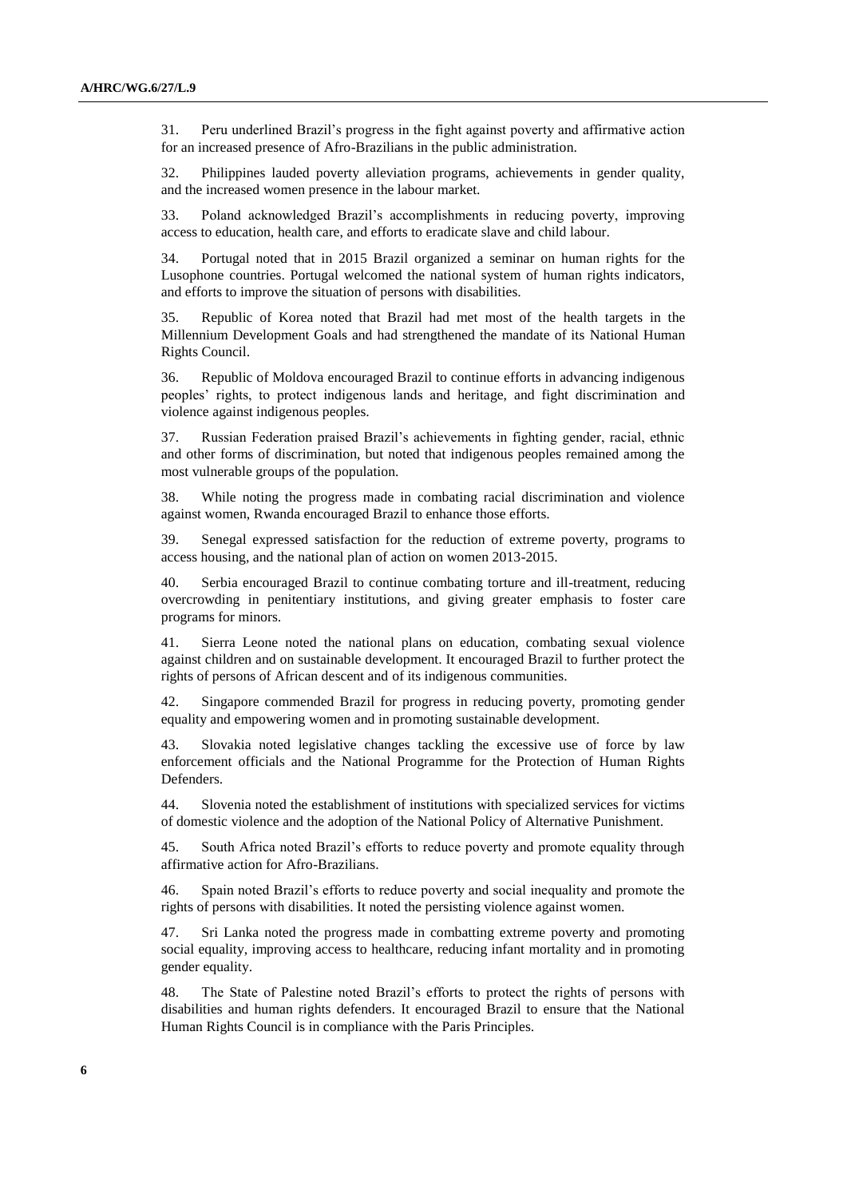31. Peru underlined Brazil's progress in the fight against poverty and affirmative action for an increased presence of Afro-Brazilians in the public administration.

32. Philippines lauded poverty alleviation programs, achievements in gender quality, and the increased women presence in the labour market.

33. Poland acknowledged Brazil's accomplishments in reducing poverty, improving access to education, health care, and efforts to eradicate slave and child labour.

34. Portugal noted that in 2015 Brazil organized a seminar on human rights for the Lusophone countries. Portugal welcomed the national system of human rights indicators, and efforts to improve the situation of persons with disabilities.

35. Republic of Korea noted that Brazil had met most of the health targets in the Millennium Development Goals and had strengthened the mandate of its National Human Rights Council.

36. Republic of Moldova encouraged Brazil to continue efforts in advancing indigenous peoples' rights, to protect indigenous lands and heritage, and fight discrimination and violence against indigenous peoples.

37. Russian Federation praised Brazil's achievements in fighting gender, racial, ethnic and other forms of discrimination, but noted that indigenous peoples remained among the most vulnerable groups of the population.

38. While noting the progress made in combating racial discrimination and violence against women, Rwanda encouraged Brazil to enhance those efforts.

39. Senegal expressed satisfaction for the reduction of extreme poverty, programs to access housing, and the national plan of action on women 2013-2015.

40. Serbia encouraged Brazil to continue combating torture and ill-treatment, reducing overcrowding in penitentiary institutions, and giving greater emphasis to foster care programs for minors.

41. Sierra Leone noted the national plans on education, combating sexual violence against children and on sustainable development. It encouraged Brazil to further protect the rights of persons of African descent and of its indigenous communities.

42. Singapore commended Brazil for progress in reducing poverty, promoting gender equality and empowering women and in promoting sustainable development.

43. Slovakia noted legislative changes tackling the excessive use of force by law enforcement officials and the National Programme for the Protection of Human Rights Defenders.

44. Slovenia noted the establishment of institutions with specialized services for victims of domestic violence and the adoption of the National Policy of Alternative Punishment.

45. South Africa noted Brazil's efforts to reduce poverty and promote equality through affirmative action for Afro-Brazilians.

46. Spain noted Brazil's efforts to reduce poverty and social inequality and promote the rights of persons with disabilities. It noted the persisting violence against women.

47. Sri Lanka noted the progress made in combatting extreme poverty and promoting social equality, improving access to healthcare, reducing infant mortality and in promoting gender equality.

48. The State of Palestine noted Brazil's efforts to protect the rights of persons with disabilities and human rights defenders. It encouraged Brazil to ensure that the National Human Rights Council is in compliance with the Paris Principles.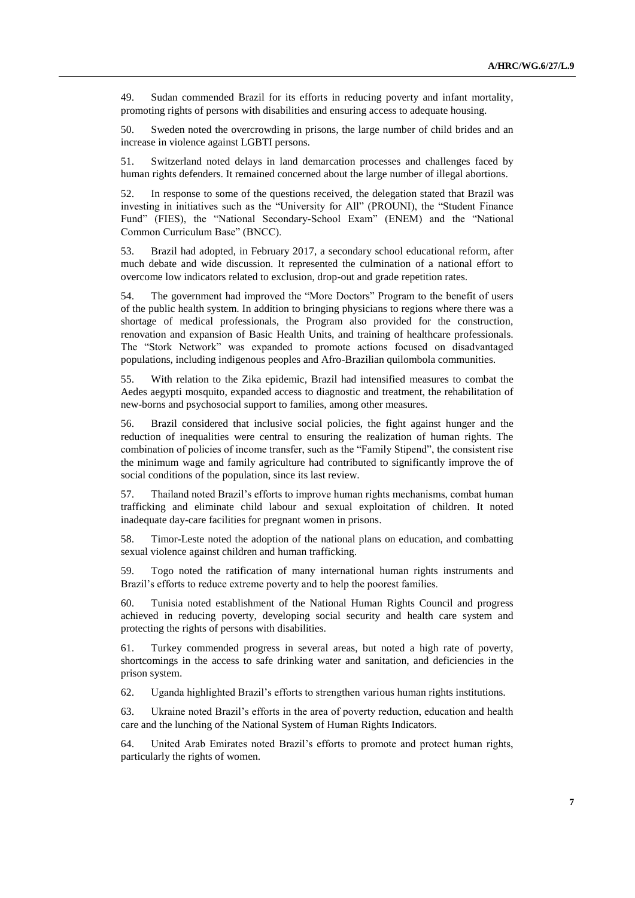49. Sudan commended Brazil for its efforts in reducing poverty and infant mortality, promoting rights of persons with disabilities and ensuring access to adequate housing.

50. Sweden noted the overcrowding in prisons, the large number of child brides and an increase in violence against LGBTI persons.

51. Switzerland noted delays in land demarcation processes and challenges faced by human rights defenders. It remained concerned about the large number of illegal abortions.

52. In response to some of the questions received, the delegation stated that Brazil was investing in initiatives such as the "University for All" (PROUNI), the "Student Finance Fund" (FIES), the "National Secondary-School Exam" (ENEM) and the "National Common Curriculum Base" (BNCC).

53. Brazil had adopted, in February 2017, a secondary school educational reform, after much debate and wide discussion. It represented the culmination of a national effort to overcome low indicators related to exclusion, drop-out and grade repetition rates.

54. The government had improved the "More Doctors" Program to the benefit of users of the public health system. In addition to bringing physicians to regions where there was a shortage of medical professionals, the Program also provided for the construction, renovation and expansion of Basic Health Units, and training of healthcare professionals. The "Stork Network" was expanded to promote actions focused on disadvantaged populations, including indigenous peoples and Afro-Brazilian quilombola communities.

55. With relation to the Zika epidemic, Brazil had intensified measures to combat the Aedes aegypti mosquito, expanded access to diagnostic and treatment, the rehabilitation of new-borns and psychosocial support to families, among other measures.

56. Brazil considered that inclusive social policies, the fight against hunger and the reduction of inequalities were central to ensuring the realization of human rights. The combination of policies of income transfer, such as the "Family Stipend", the consistent rise the minimum wage and family agriculture had contributed to significantly improve the of social conditions of the population, since its last review.

57. Thailand noted Brazil's efforts to improve human rights mechanisms, combat human trafficking and eliminate child labour and sexual exploitation of children. It noted inadequate day-care facilities for pregnant women in prisons.

58. Timor-Leste noted the adoption of the national plans on education, and combatting sexual violence against children and human trafficking.

59. Togo noted the ratification of many international human rights instruments and Brazil's efforts to reduce extreme poverty and to help the poorest families.

60. Tunisia noted establishment of the National Human Rights Council and progress achieved in reducing poverty, developing social security and health care system and protecting the rights of persons with disabilities.

61. Turkey commended progress in several areas, but noted a high rate of poverty, shortcomings in the access to safe drinking water and sanitation, and deficiencies in the prison system.

62. Uganda highlighted Brazil's efforts to strengthen various human rights institutions.

63. Ukraine noted Brazil's efforts in the area of poverty reduction, education and health care and the lunching of the National System of Human Rights Indicators.

64. United Arab Emirates noted Brazil's efforts to promote and protect human rights, particularly the rights of women.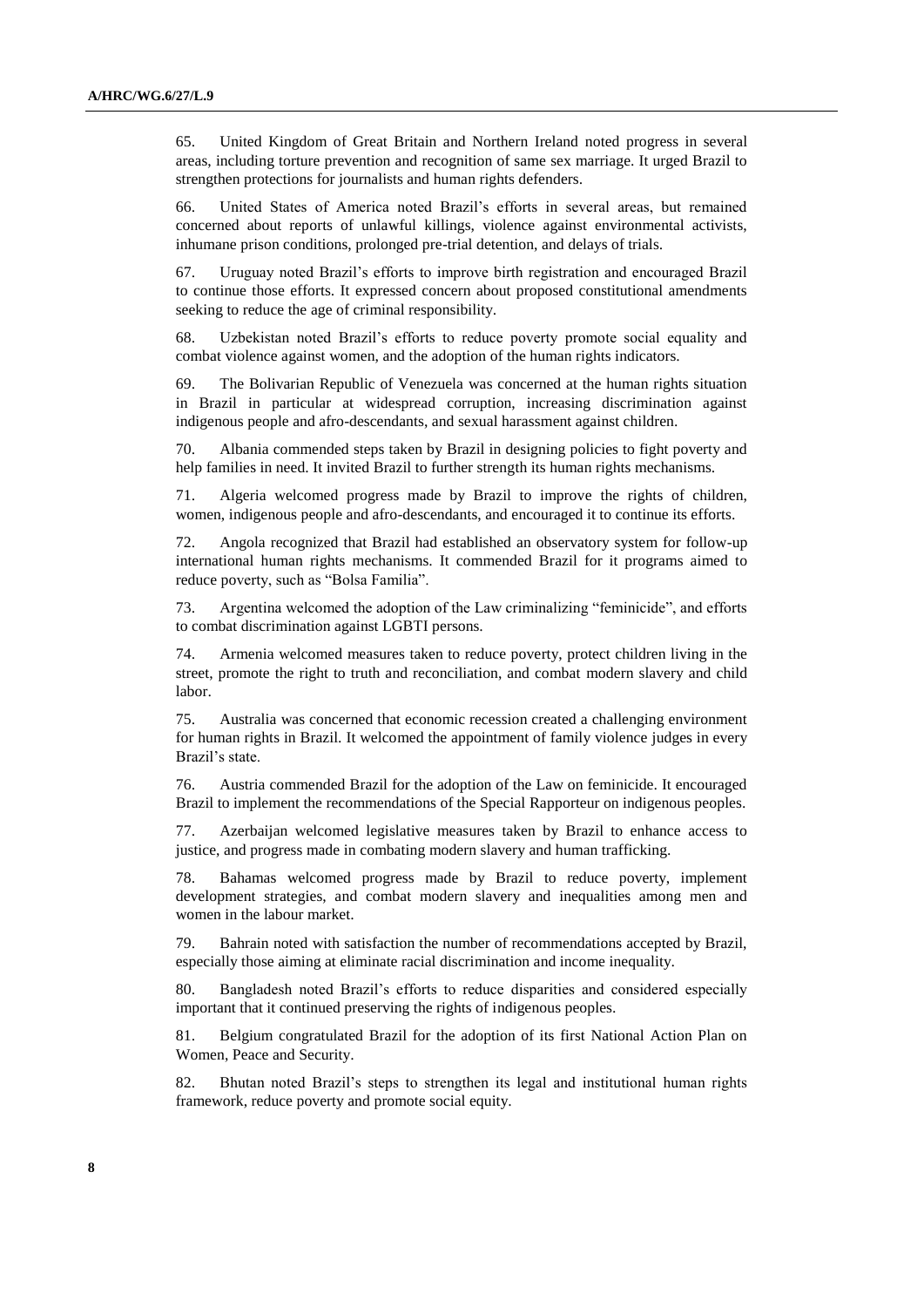65. United Kingdom of Great Britain and Northern Ireland noted progress in several areas, including torture prevention and recognition of same sex marriage. It urged Brazil to strengthen protections for journalists and human rights defenders.

66. United States of America noted Brazil's efforts in several areas, but remained concerned about reports of unlawful killings, violence against environmental activists, inhumane prison conditions, prolonged pre-trial detention, and delays of trials.

67. Uruguay noted Brazil's efforts to improve birth registration and encouraged Brazil to continue those efforts. It expressed concern about proposed constitutional amendments seeking to reduce the age of criminal responsibility.

68. Uzbekistan noted Brazil's efforts to reduce poverty promote social equality and combat violence against women, and the adoption of the human rights indicators.

69. The Bolivarian Republic of Venezuela was concerned at the human rights situation in Brazil in particular at widespread corruption, increasing discrimination against indigenous people and afro-descendants, and sexual harassment against children.

70. Albania commended steps taken by Brazil in designing policies to fight poverty and help families in need. It invited Brazil to further strength its human rights mechanisms.

71. Algeria welcomed progress made by Brazil to improve the rights of children, women, indigenous people and afro-descendants, and encouraged it to continue its efforts.

72. Angola recognized that Brazil had established an observatory system for follow-up international human rights mechanisms. It commended Brazil for it programs aimed to reduce poverty, such as "Bolsa Familia".

73. Argentina welcomed the adoption of the Law criminalizing "feminicide", and efforts to combat discrimination against LGBTI persons.

74. Armenia welcomed measures taken to reduce poverty, protect children living in the street, promote the right to truth and reconciliation, and combat modern slavery and child labor.

75. Australia was concerned that economic recession created a challenging environment for human rights in Brazil. It welcomed the appointment of family violence judges in every Brazil's state.

76. Austria commended Brazil for the adoption of the Law on feminicide. It encouraged Brazil to implement the recommendations of the Special Rapporteur on indigenous peoples.

77. Azerbaijan welcomed legislative measures taken by Brazil to enhance access to justice, and progress made in combating modern slavery and human trafficking.

78. Bahamas welcomed progress made by Brazil to reduce poverty, implement development strategies, and combat modern slavery and inequalities among men and women in the labour market.

79. Bahrain noted with satisfaction the number of recommendations accepted by Brazil, especially those aiming at eliminate racial discrimination and income inequality.

80. Bangladesh noted Brazil's efforts to reduce disparities and considered especially important that it continued preserving the rights of indigenous peoples.

81. Belgium congratulated Brazil for the adoption of its first National Action Plan on Women, Peace and Security.

82. Bhutan noted Brazil's steps to strengthen its legal and institutional human rights framework, reduce poverty and promote social equity.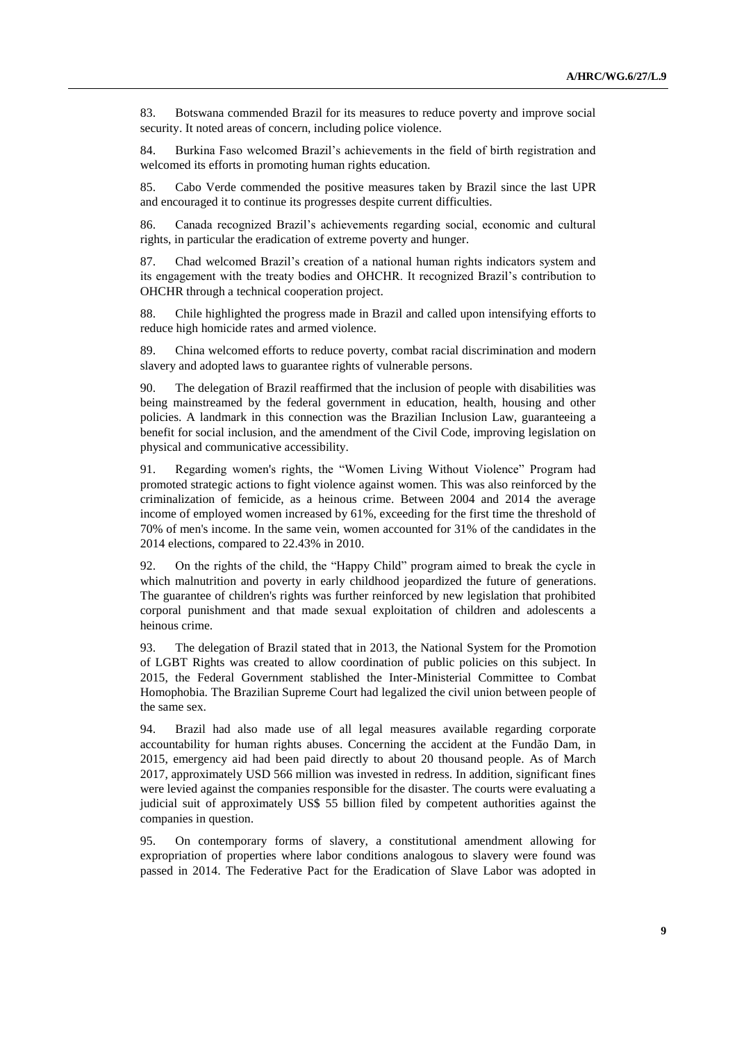83. Botswana commended Brazil for its measures to reduce poverty and improve social security. It noted areas of concern, including police violence.

84. Burkina Faso welcomed Brazil's achievements in the field of birth registration and welcomed its efforts in promoting human rights education.

85. Cabo Verde commended the positive measures taken by Brazil since the last UPR and encouraged it to continue its progresses despite current difficulties.

86. Canada recognized Brazil's achievements regarding social, economic and cultural rights, in particular the eradication of extreme poverty and hunger.

87. Chad welcomed Brazil's creation of a national human rights indicators system and its engagement with the treaty bodies and OHCHR. It recognized Brazil's contribution to OHCHR through a technical cooperation project.

88. Chile highlighted the progress made in Brazil and called upon intensifying efforts to reduce high homicide rates and armed violence.

89. China welcomed efforts to reduce poverty, combat racial discrimination and modern slavery and adopted laws to guarantee rights of vulnerable persons.

90. The delegation of Brazil reaffirmed that the inclusion of people with disabilities was being mainstreamed by the federal government in education, health, housing and other policies. A landmark in this connection was the Brazilian Inclusion Law, guaranteeing a benefit for social inclusion, and the amendment of the Civil Code, improving legislation on physical and communicative accessibility.

91. Regarding women's rights, the "Women Living Without Violence" Program had promoted strategic actions to fight violence against women. This was also reinforced by the criminalization of femicide, as a heinous crime. Between 2004 and 2014 the average income of employed women increased by 61%, exceeding for the first time the threshold of 70% of men's income. In the same vein, women accounted for 31% of the candidates in the 2014 elections, compared to 22.43% in 2010.

92. On the rights of the child, the "Happy Child" program aimed to break the cycle in which malnutrition and poverty in early childhood jeopardized the future of generations. The guarantee of children's rights was further reinforced by new legislation that prohibited corporal punishment and that made sexual exploitation of children and adolescents a heinous crime.

93. The delegation of Brazil stated that in 2013, the National System for the Promotion of LGBT Rights was created to allow coordination of public policies on this subject. In 2015, the Federal Government stablished the Inter-Ministerial Committee to Combat Homophobia. The Brazilian Supreme Court had legalized the civil union between people of the same sex.

94. Brazil had also made use of all legal measures available regarding corporate accountability for human rights abuses. Concerning the accident at the Fundão Dam, in 2015, emergency aid had been paid directly to about 20 thousand people. As of March 2017, approximately USD 566 million was invested in redress. In addition, significant fines were levied against the companies responsible for the disaster. The courts were evaluating a judicial suit of approximately US$ 55 billion filed by competent authorities against the companies in question.

95. On contemporary forms of slavery, a constitutional amendment allowing for expropriation of properties where labor conditions analogous to slavery were found was passed in 2014. The Federative Pact for the Eradication of Slave Labor was adopted in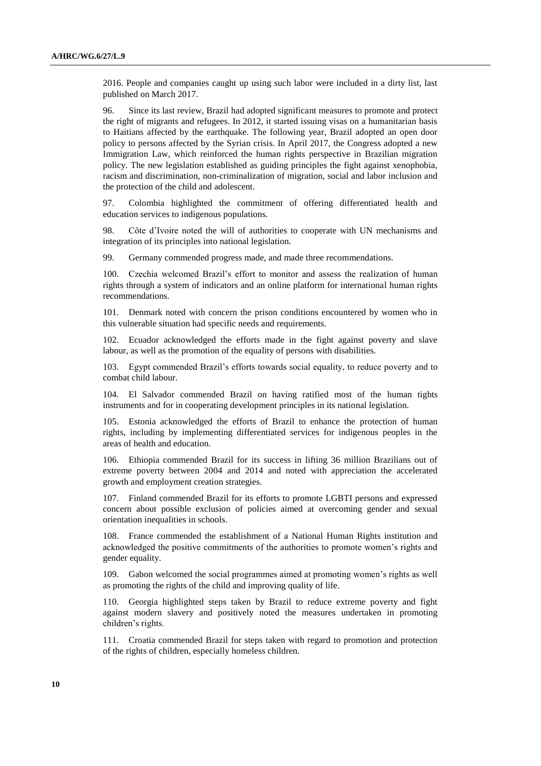2016. People and companies caught up using such labor were included in a dirty list, last published on March 2017.

96. Since its last review, Brazil had adopted significant measures to promote and protect the right of migrants and refugees. In 2012, it started issuing visas on a humanitarian basis to Haitians affected by the earthquake. The following year, Brazil adopted an open door policy to persons affected by the Syrian crisis. In April 2017, the Congress adopted a new Immigration Law, which reinforced the human rights perspective in Brazilian migration policy. The new legislation established as guiding principles the fight against xenophobia, racism and discrimination, non-criminalization of migration, social and labor inclusion and the protection of the child and adolescent.

97. Colombia highlighted the commitment of offering differentiated health and education services to indigenous populations.

98. Côte d'Ivoire noted the will of authorities to cooperate with UN mechanisms and integration of its principles into national legislation.

99. Germany commended progress made, and made three recommendations.

100. Czechia welcomed Brazil's effort to monitor and assess the realization of human rights through a system of indicators and an online platform for international human rights recommendations.

101. Denmark noted with concern the prison conditions encountered by women who in this vulnerable situation had specific needs and requirements.

102. Ecuador acknowledged the efforts made in the fight against poverty and slave labour, as well as the promotion of the equality of persons with disabilities.

103. Egypt commended Brazil's efforts towards social equality, to reduce poverty and to combat child labour.

104. El Salvador commended Brazil on having ratified most of the human tights instruments and for in cooperating development principles in its national legislation.

105. Estonia acknowledged the efforts of Brazil to enhance the protection of human rights, including by implementing differentiated services for indigenous peoples in the areas of health and education.

106. Ethiopia commended Brazil for its success in lifting 36 million Brazilians out of extreme poverty between 2004 and 2014 and noted with appreciation the accelerated growth and employment creation strategies.

107. Finland commended Brazil for its efforts to promote LGBTI persons and expressed concern about possible exclusion of policies aimed at overcoming gender and sexual orientation inequalities in schools.

108. France commended the establishment of a National Human Rights institution and acknowledged the positive commitments of the authorities to promote women's rights and gender equality.

109. Gabon welcomed the social programmes aimed at promoting women's rights as well as promoting the rights of the child and improving quality of life.

110. Georgia highlighted steps taken by Brazil to reduce extreme poverty and fight against modern slavery and positively noted the measures undertaken in promoting children's rights.

111. Croatia commended Brazil for steps taken with regard to promotion and protection of the rights of children, especially homeless children.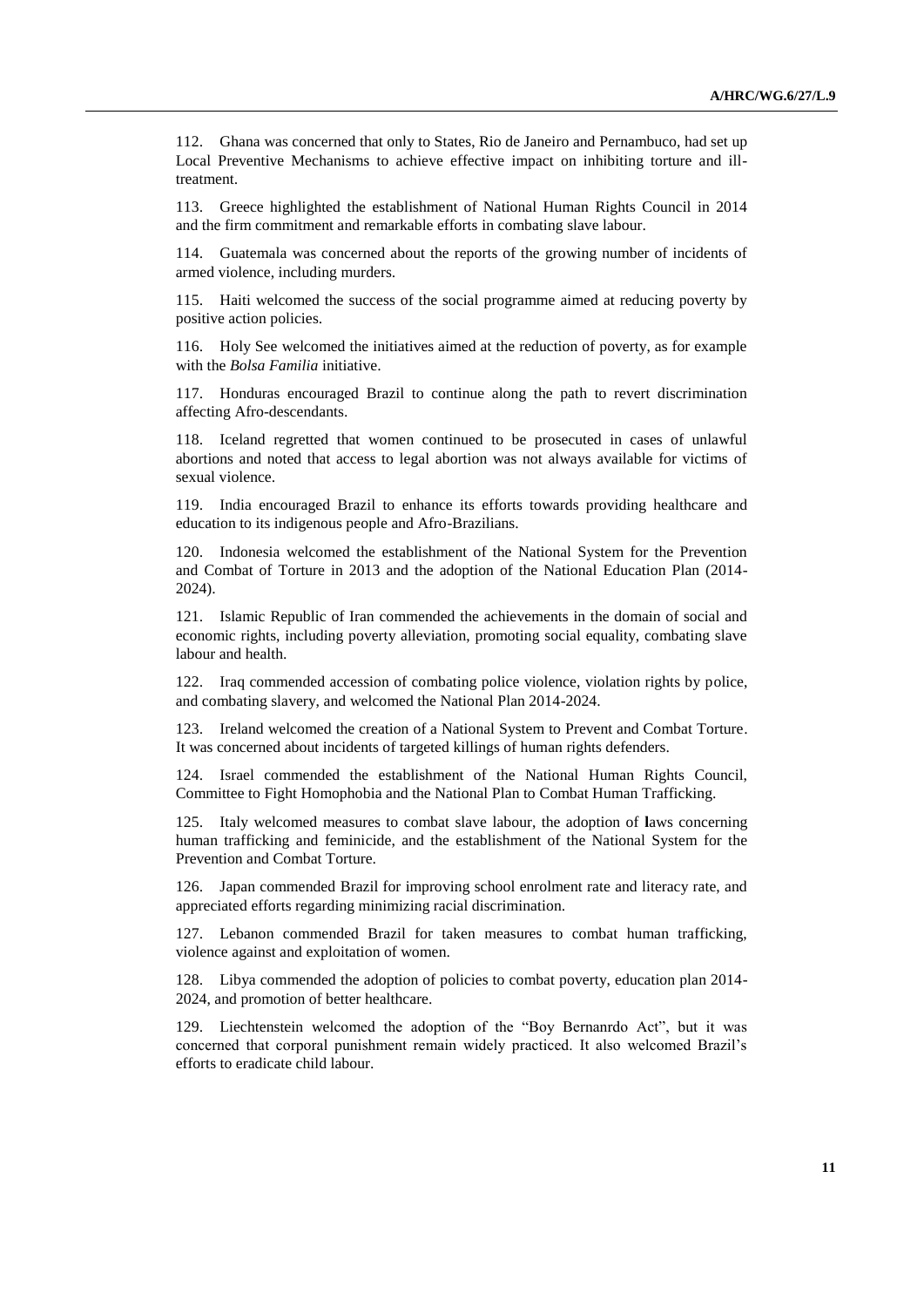112. Ghana was concerned that only to States, Rio de Janeiro and Pernambuco, had set up Local Preventive Mechanisms to achieve effective impact on inhibiting torture and ill-treatment.

113. Greece highlighted the establishment of National Human Rights Council in 2014 and the firm commitment and remarkable efforts in combating slave labour.

114. Guatemala was concerned about the reports of the growing number of incidents of armed violence, including murders.

115. Haiti welcomed the success of the social programme aimed at reducing poverty by positive action policies.

116. Holy See welcomed the initiatives aimed at the reduction of poverty, as for example with the *Bolsa Familia* initiative.

117. Honduras encouraged Brazil to continue along the path to revert discrimination affecting Afro-descendants.

118. Iceland regretted that women continued to be prosecuted in cases of unlawful abortions and noted that access to legal abortion was not always available for victims of sexual violence.

119. India encouraged Brazil to enhance its efforts towards providing healthcare and education to its indigenous people and Afro-Brazilians.

120. Indonesia welcomed the establishment of the National System for the Prevention and Combat of Torture in 2013 and the adoption of the National Education Plan (2014-2024).

121. Islamic Republic of Iran commended the achievements in the domain of social and economic rights, including poverty alleviation, promoting social equality, combating slave labour and health.

122. Iraq commended accession of combating police violence, violation rights by police, and combating slavery, and welcomed the National Plan 2014-2024.

123. Ireland welcomed the creation of a National System to Prevent and Combat Torture. It was concerned about incidents of targeted killings of human rights defenders.

124. Israel commended the establishment of the National Human Rights Council, Committee to Fight Homophobia and the National Plan to Combat Human Trafficking.

125. Italy welcomed measures to combat slave labour, the adoption of laws concerning human trafficking and feminicide, and the establishment of the National System for the Prevention and Combat Torture.

126. Japan commended Brazil for improving school enrolment rate and literacy rate, and appreciated efforts regarding minimizing racial discrimination.

127. Lebanon commended Brazil for taken measures to combat human trafficking, violence against and exploitation of women.

128. Libya commended the adoption of policies to combat poverty, education plan 2014-2024, and promotion of better healthcare.

129. Liechtenstein welcomed the adoption of the "Boy Bernanrdo Act", but it was concerned that corporal punishment remain widely practiced. It also welcomed Brazil's efforts to eradicate child labour.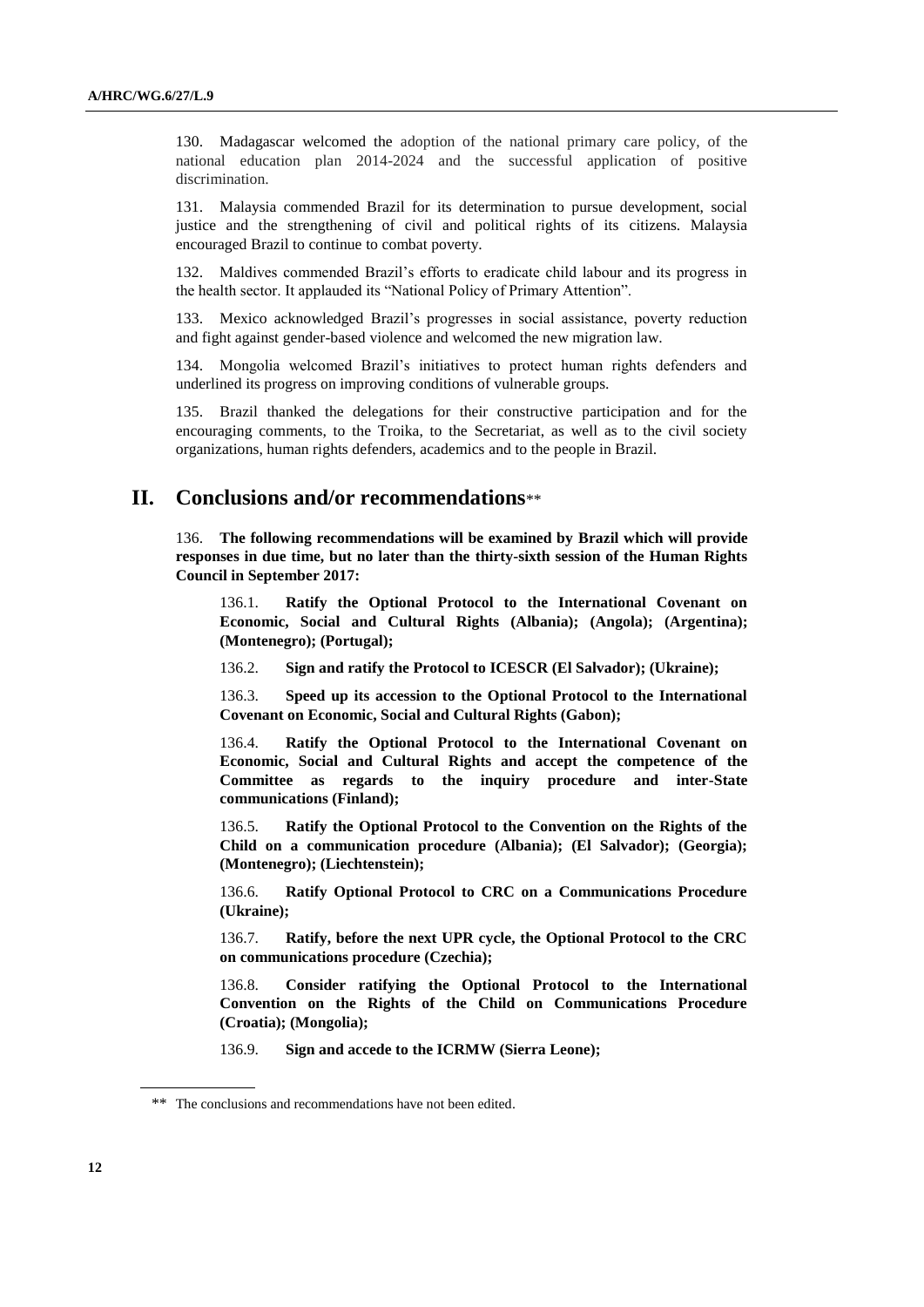130. Madagascar welcomed the adoption of the national primary care policy, of the national education plan 2014-2024 and the successful application of positive discrimination.

131. Malaysia commended Brazil for its determination to pursue development, social justice and the strengthening of civil and political rights of its citizens. Malaysia encouraged Brazil to continue to combat poverty.

132. Maldives commended Brazil's efforts to eradicate child labour and its progress in the health sector. It applauded its "National Policy of Primary Attention".

133. Mexico acknowledged Brazil's progresses in social assistance, poverty reduction and fight against gender-based violence and welcomed the new migration law.

134. Mongolia welcomed Brazil's initiatives to protect human rights defenders and underlined its progress on improving conditions of vulnerable groups.

135. Brazil thanked the delegations for their constructive participation and for the encouraging comments, to the Troika, to the Secretariat, as well as to the civil society organizations, human rights defenders, academics and to the people in Brazil.

## II. Conclusions and/or recommendations**

136. **The following recommendations will be examined by Brazil which will provide responses in due time, but no later than the thirty-sixth session of the Human Rights Council in September 2017:**

136.1. **Ratify the Optional Protocol to the International Covenant on Economic, Social and Cultural Rights (Albania); (Angola); (Argentina); (Montenegro); (Portugal);**

136.2. **Sign and ratify the Protocol to ICESCR (El Salvador); (Ukraine);**

136.3. **Speed up its accession to the Optional Protocol to the International Covenant on Economic, Social and Cultural Rights (Gabon);**

136.4. **Ratify the Optional Protocol to the International Covenant on Economic, Social and Cultural Rights and accept the competence of the Committee as regards to the inquiry procedure and inter-State communications (Finland);**

136.5. **Ratify the Optional Protocol to the Convention on the Rights of the Child on a communication procedure (Albania); (El Salvador); (Georgia); (Montenegro); (Liechtenstein);**

136.6. **Ratify Optional Protocol to CRC on a Communications Procedure (Ukraine);**

136.7. **Ratify, before the next UPR cycle, the Optional Protocol to the CRC on communications procedure (Czechia);**

136.8. **Consider ratifying the Optional Protocol to the International Convention on the Rights of the Child on Communications Procedure (Croatia); (Mongolia);**

136.9. **Sign and accede to the ICRMW (Sierra Leone);**

** The conclusions and recommendations have not been edited.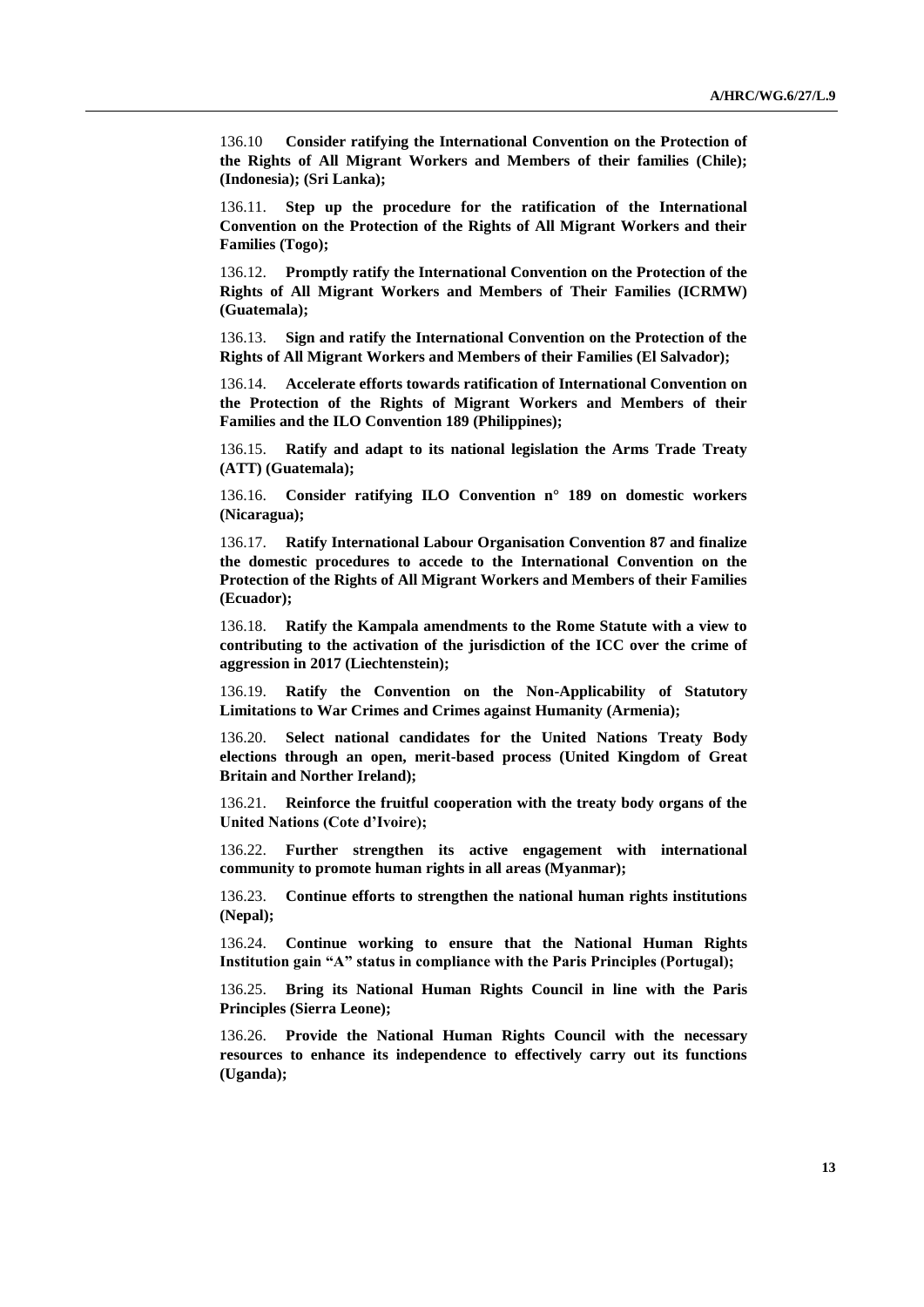136.10 **Consider ratifying the International Convention on the Protection of the Rights of All Migrant Workers and Members of their families (Chile); (Indonesia); (Sri Lanka);**

136.11. **Step up the procedure for the ratification of the International Convention on the Protection of the Rights of All Migrant Workers and their Families (Togo);**

136.12. **Promptly ratify the International Convention on the Protection of the Rights of All Migrant Workers and Members of Their Families (ICRMW) (Guatemala);**

136.13. **Sign and ratify the International Convention on the Protection of the Rights of All Migrant Workers and Members of their Families (El Salvador);**

136.14. **Accelerate efforts towards ratification of International Convention on the Protection of the Rights of Migrant Workers and Members of their Families and the ILO Convention 189 (Philippines);**

136.15. **Ratify and adapt to its national legislation the Arms Trade Treaty (ATT) (Guatemala);**

136.16. **Consider ratifying ILO Convention n° 189 on domestic workers (Nicaragua);**

136.17. **Ratify International Labour Organisation Convention 87 and finalize the domestic procedures to accede to the International Convention on the Protection of the Rights of All Migrant Workers and Members of their Families (Ecuador);**

136.18. **Ratify the Kampala amendments to the Rome Statute with a view to contributing to the activation of the jurisdiction of the ICC over the crime of aggression in 2017 (Liechtenstein);**

136.19. **Ratify the Convention on the Non-Applicability of Statutory Limitations to War Crimes and Crimes against Humanity (Armenia);**

136.20. **Select national candidates for the United Nations Treaty Body elections through an open, merit-based process (United Kingdom of Great Britain and Norther Ireland);**

136.21. **Reinforce the fruitful cooperation with the treaty body organs of the United Nations (Cote d'Ivoire);**

136.22. **Further strengthen its active engagement with international community to promote human rights in all areas (Myanmar);**

136.23. **Continue efforts to strengthen the national human rights institutions (Nepal);**

136.24. **Continue working to ensure that the National Human Rights Institution gain "A" status in compliance with the Paris Principles (Portugal);**

136.25. **Bring its National Human Rights Council in line with the Paris Principles (Sierra Leone);**

136.26. **Provide the National Human Rights Council with the necessary resources to enhance its independence to effectively carry out its functions (Uganda);**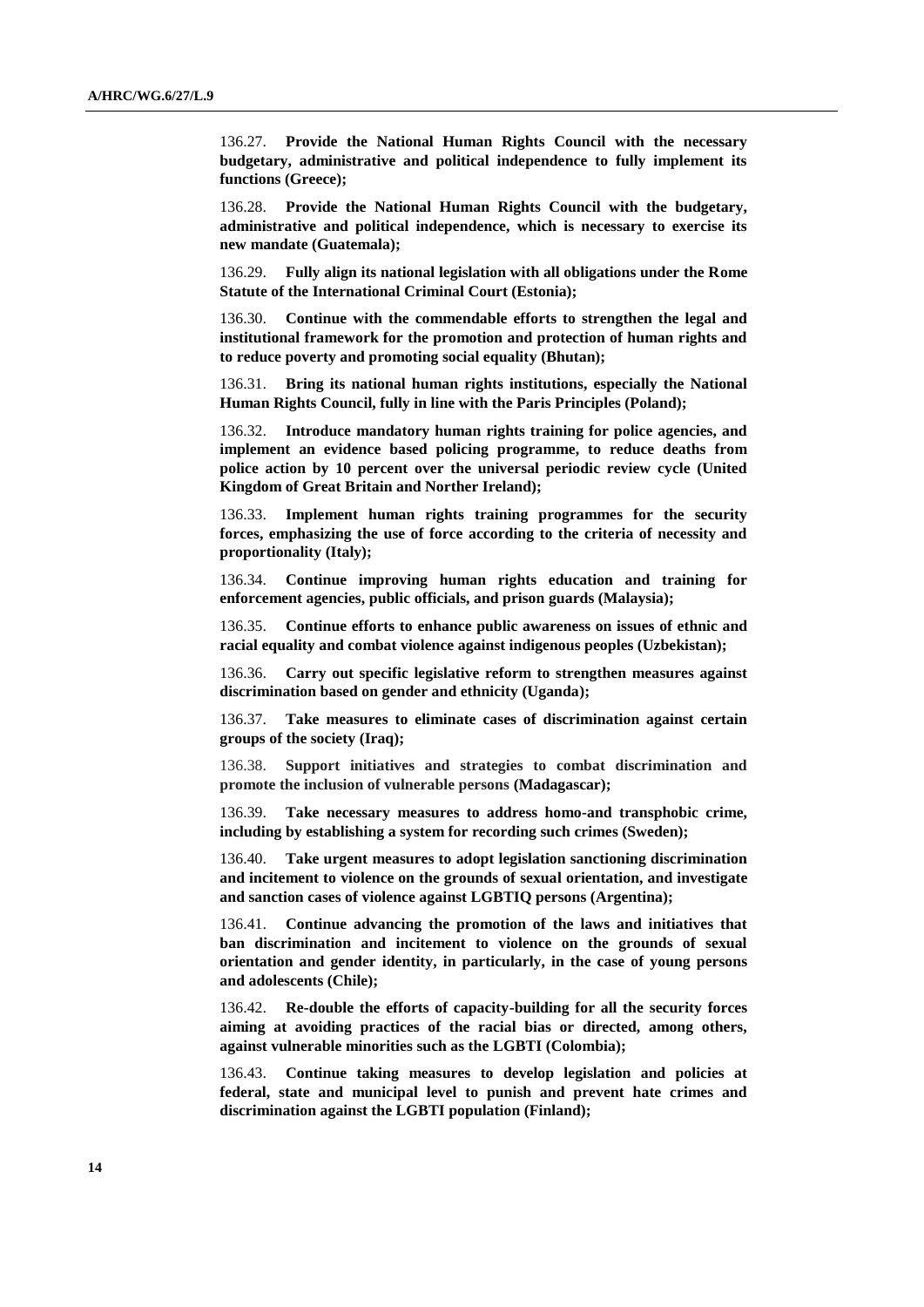136.27. **Provide the National Human Rights Council with the necessary budgetary, administrative and political independence to fully implement its functions (Greece);**

136.28. **Provide the National Human Rights Council with the budgetary, administrative and political independence, which is necessary to exercise its new mandate (Guatemala);**

136.29. **Fully align its national legislation with all obligations under the Rome Statute of the International Criminal Court (Estonia);**

136.30. **Continue with the commendable efforts to strengthen the legal and institutional framework for the promotion and protection of human rights and to reduce poverty and promoting social equality (Bhutan);**

136.31. **Bring its national human rights institutions, especially the National Human Rights Council, fully in line with the Paris Principles (Poland);**

136.32. **Introduce mandatory human rights training for police agencies, and implement an evidence based policing programme, to reduce deaths from police action by 10 percent over the universal periodic review cycle (United Kingdom of Great Britain and Norther Ireland);**

136.33. **Implement human rights training programmes for the security forces, emphasizing the use of force according to the criteria of necessity and proportionality (Italy);**

136.34. **Continue improving human rights education and training for enforcement agencies, public officials, and prison guards (Malaysia);**

136.35. **Continue efforts to enhance public awareness on issues of ethnic and racial equality and combat violence against indigenous peoples (Uzbekistan);**

136.36. **Carry out specific legislative reform to strengthen measures against discrimination based on gender and ethnicity (Uganda);**

136.37. **Take measures to eliminate cases of discrimination against certain groups of the society (Iraq);**

136.38. **Support initiatives and strategies to combat discrimination and promote the inclusion of vulnerable persons (Madagascar);**

136.39. **Take necessary measures to address homo-and transphobic crime, including by establishing a system for recording such crimes (Sweden);**

136.40. **Take urgent measures to adopt legislation sanctioning discrimination and incitement to violence on the grounds of sexual orientation, and investigate and sanction cases of violence against LGBTIQ persons (Argentina);**

136.41. **Continue advancing the promotion of the laws and initiatives that ban discrimination and incitement to violence on the grounds of sexual orientation and gender identity, in particularly, in the case of young persons and adolescents (Chile);**

136.42. **Re-double the efforts of capacity-building for all the security forces aiming at avoiding practices of the racial bias or directed, among others, against vulnerable minorities such as the LGBTI (Colombia);**

136.43. **Continue taking measures to develop legislation and policies at federal, state and municipal level to punish and prevent hate crimes and discrimination against the LGBTI population (Finland);**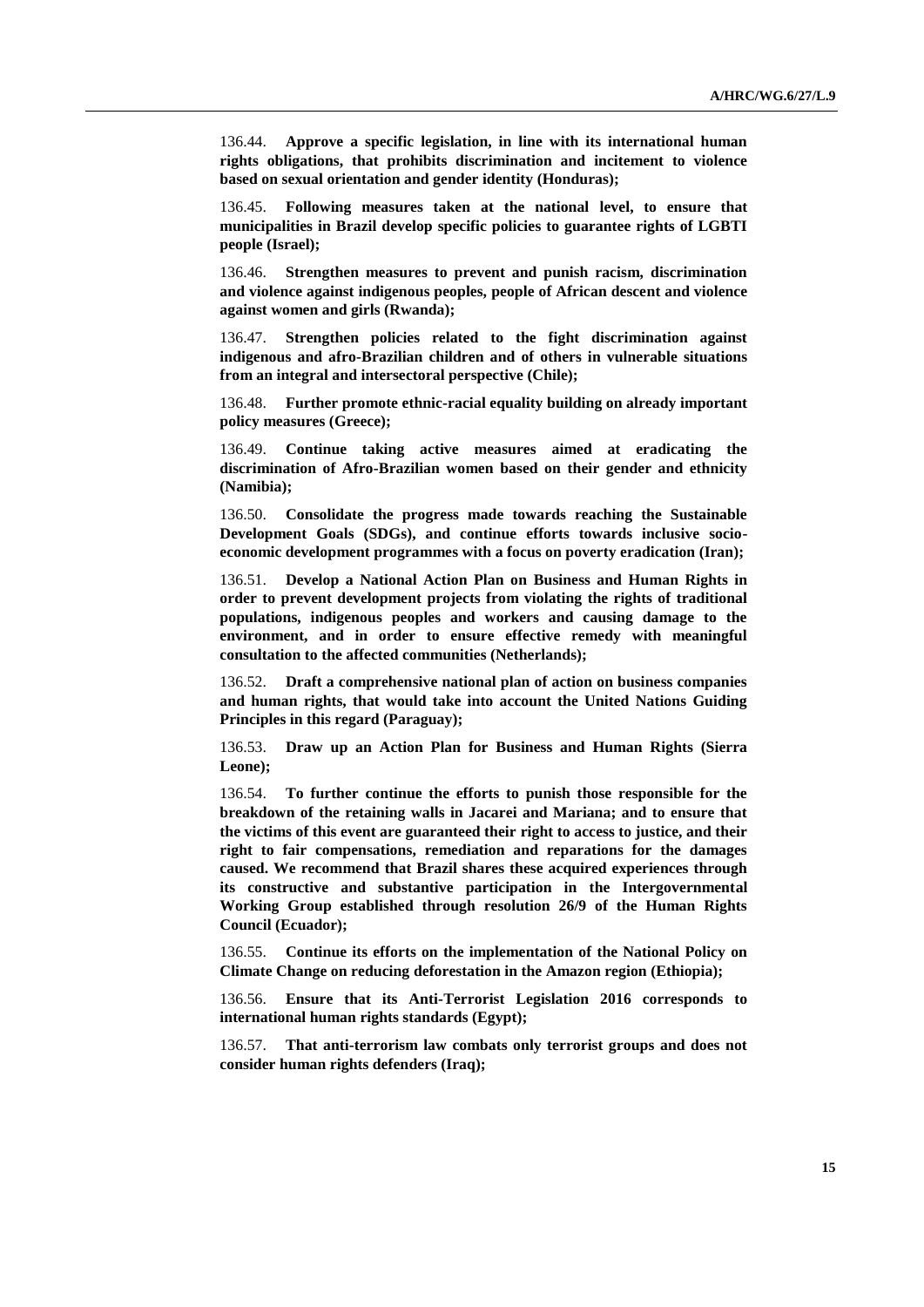136.44. **Approve a specific legislation, in line with its international human rights obligations, that prohibits discrimination and incitement to violence based on sexual orientation and gender identity (Honduras);**

136.45. **Following measures taken at the national level, to ensure that municipalities in Brazil develop specific policies to guarantee rights of LGBTI people (Israel);**

136.46. **Strengthen measures to prevent and punish racism, discrimination and violence against indigenous peoples, people of African descent and violence against women and girls (Rwanda);**

136.47. **Strengthen policies related to the fight discrimination against indigenous and afro-Brazilian children and of others in vulnerable situations from an integral and intersectoral perspective (Chile);**

136.48. **Further promote ethnic-racial equality building on already important policy measures (Greece);**

136.49. **Continue taking active measures aimed at eradicating the discrimination of Afro-Brazilian women based on their gender and ethnicity (Namibia);**

136.50. **Consolidate the progress made towards reaching the Sustainable Development Goals (SDGs), and continue efforts towards inclusive socio-economic development programmes with a focus on poverty eradication (Iran);**

136.51. **Develop a National Action Plan on Business and Human Rights in order to prevent development projects from violating the rights of traditional populations, indigenous peoples and workers and causing damage to the environment, and in order to ensure effective remedy with meaningful consultation to the affected communities (Netherlands);**

136.52. **Draft a comprehensive national plan of action on business companies and human rights, that would take into account the United Nations Guiding Principles in this regard (Paraguay);**

136.53. **Draw up an Action Plan for Business and Human Rights (Sierra Leone);**

136.54. **To further continue the efforts to punish those responsible for the breakdown of the retaining walls in Jacarei and Mariana; and to ensure that the victims of this event are guaranteed their right to access to justice, and their right to fair compensations, remediation and reparations for the damages caused. We recommend that Brazil shares these acquired experiences through its constructive and substantive participation in the Intergovernmental Working Group established through resolution 26/9 of the Human Rights Council (Ecuador);**

136.55. **Continue its efforts on the implementation of the National Policy on Climate Change on reducing deforestation in the Amazon region (Ethiopia);**

136.56. **Ensure that its Anti-Terrorist Legislation 2016 corresponds to international human rights standards (Egypt);**

136.57. **That anti-terrorism law combats only terrorist groups and does not consider human rights defenders (Iraq);**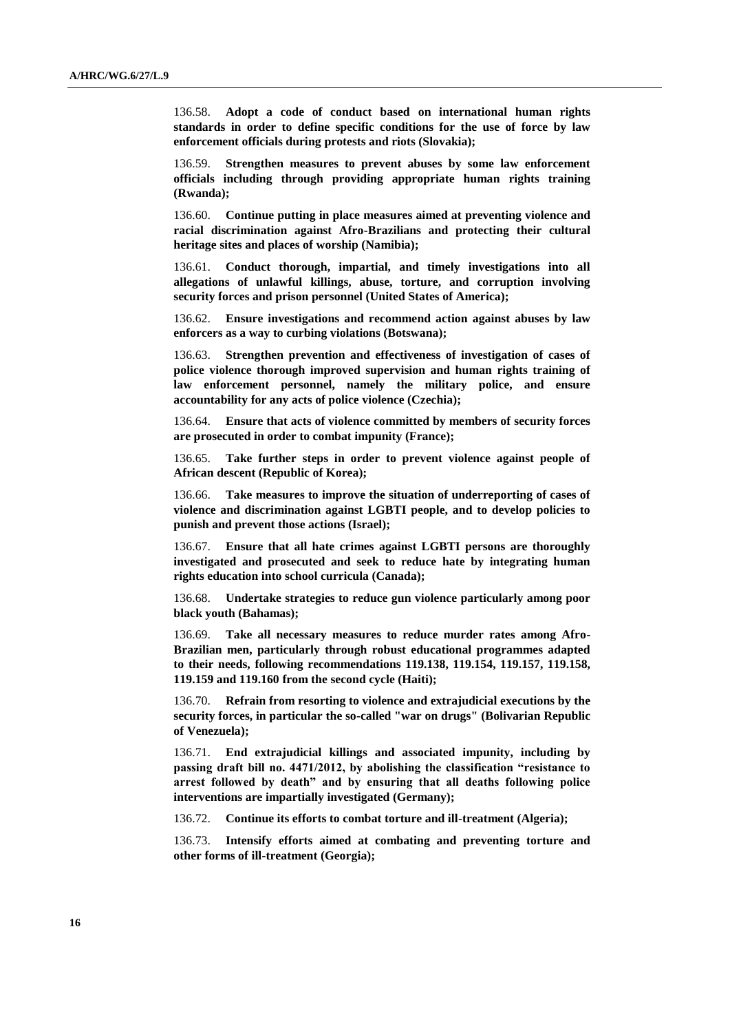136.58. **Adopt a code of conduct based on international human rights standards in order to define specific conditions for the use of force by law enforcement officials during protests and riots (Slovakia);**

136.59. **Strengthen measures to prevent abuses by some law enforcement officials including through providing appropriate human rights training (Rwanda);**

136.60. **Continue putting in place measures aimed at preventing violence and racial discrimination against Afro-Brazilians and protecting their cultural heritage sites and places of worship (Namibia);**

136.61. **Conduct thorough, impartial, and timely investigations into all allegations of unlawful killings, abuse, torture, and corruption involving security forces and prison personnel (United States of America);**

136.62. **Ensure investigations and recommend action against abuses by law enforcers as a way to curbing violations (Botswana);**

136.63. **Strengthen prevention and effectiveness of investigation of cases of police violence thorough improved supervision and human rights training of law enforcement personnel, namely the military police, and ensure accountability for any acts of police violence (Czechia);**

136.64. **Ensure that acts of violence committed by members of security forces are prosecuted in order to combat impunity (France);**

136.65. **Take further steps in order to prevent violence against people of African descent (Republic of Korea);**

136.66. **Take measures to improve the situation of underreporting of cases of violence and discrimination against LGBTI people, and to develop policies to punish and prevent those actions (Israel);**

136.67. **Ensure that all hate crimes against LGBTI persons are thoroughly investigated and prosecuted and seek to reduce hate by integrating human rights education into school curricula (Canada);**

136.68. **Undertake strategies to reduce gun violence particularly among poor black youth (Bahamas);**

136.69. **Take all necessary measures to reduce murder rates among Afro-Brazilian men, particularly through robust educational programmes adapted to their needs, following recommendations 119.138, 119.154, 119.157, 119.158, 119.159 and 119.160 from the second cycle (Haiti);**

136.70. **Refrain from resorting to violence and extrajudicial executions by the security forces, in particular the so-called "war on drugs" (Bolivarian Republic of Venezuela);**

136.71. **End extrajudicial killings and associated impunity, including by passing draft bill no. 4471/2012, by abolishing the classification "resistance to arrest followed by death" and by ensuring that all deaths following police interventions are impartially investigated (Germany);**

136.72. **Continue its efforts to combat torture and ill-treatment (Algeria);**

136.73. **Intensify efforts aimed at combating and preventing torture and other forms of ill-treatment (Georgia);**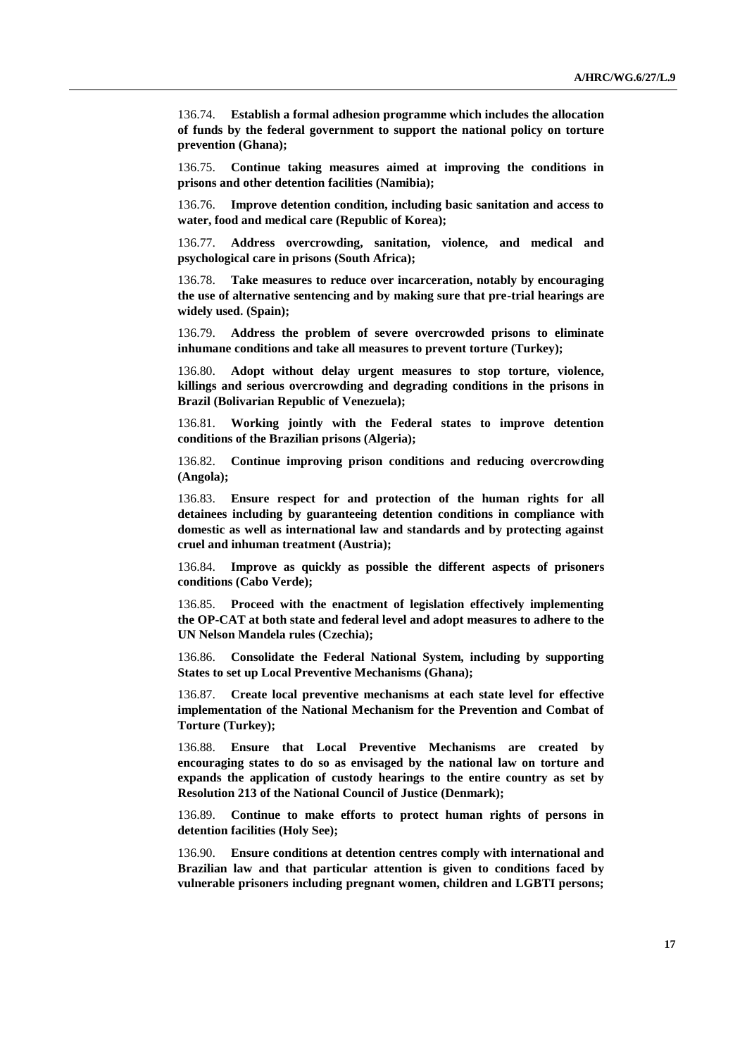136.74. **Establish a formal adhesion programme which includes the allocation of funds by the federal government to support the national policy on torture prevention (Ghana);**

136.75. **Continue taking measures aimed at improving the conditions in prisons and other detention facilities (Namibia);**

136.76. **Improve detention condition, including basic sanitation and access to water, food and medical care (Republic of Korea);**

136.77. **Address overcrowding, sanitation, violence, and medical and psychological care in prisons (South Africa);**

136.78. **Take measures to reduce over incarceration, notably by encouraging the use of alternative sentencing and by making sure that pre-trial hearings are widely used. (Spain);**

136.79. **Address the problem of severe overcrowded prisons to eliminate inhumane conditions and take all measures to prevent torture (Turkey);**

136.80. **Adopt without delay urgent measures to stop torture, violence, killings and serious overcrowding and degrading conditions in the prisons in Brazil (Bolivarian Republic of Venezuela);**

136.81. **Working jointly with the Federal states to improve detention conditions of the Brazilian prisons (Algeria);**

136.82. **Continue improving prison conditions and reducing overcrowding (Angola);**

136.83. **Ensure respect for and protection of the human rights for all detainees including by guaranteeing detention conditions in compliance with domestic as well as international law and standards and by protecting against cruel and inhuman treatment (Austria);**

136.84. **Improve as quickly as possible the different aspects of prisoners conditions (Cabo Verde);**

136.85. **Proceed with the enactment of legislation effectively implementing the OP-CAT at both state and federal level and adopt measures to adhere to the UN Nelson Mandela rules (Czechia);**

136.86. **Consolidate the Federal National System, including by supporting States to set up Local Preventive Mechanisms (Ghana);**

136.87. **Create local preventive mechanisms at each state level for effective implementation of the National Mechanism for the Prevention and Combat of Torture (Turkey);**

136.88. **Ensure that Local Preventive Mechanisms are created by encouraging states to do so as envisaged by the national law on torture and expands the application of custody hearings to the entire country as set by Resolution 213 of the National Council of Justice (Denmark);**

136.89. **Continue to make efforts to protect human rights of persons in detention facilities (Holy See);**

136.90. **Ensure conditions at detention centres comply with international and Brazilian law and that particular attention is given to conditions faced by vulnerable prisoners including pregnant women, children and LGBTI persons;**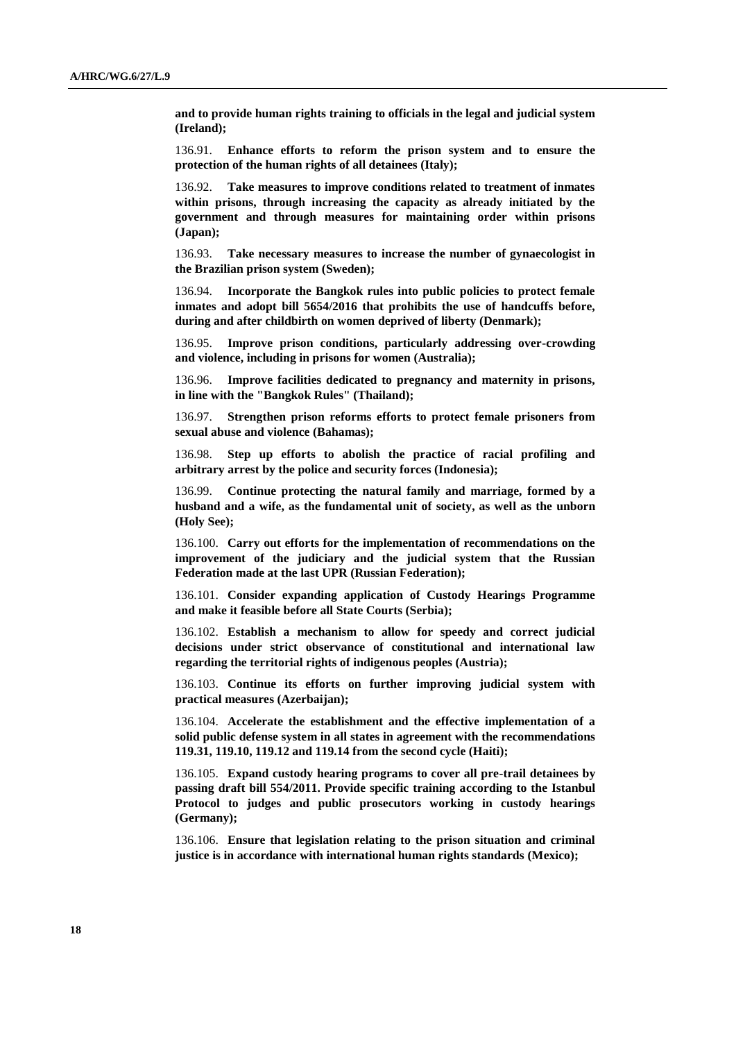**and to provide human rights training to officials in the legal and judicial system (Ireland);**

136.91. **Enhance efforts to reform the prison system and to ensure the protection of the human rights of all detainees (Italy);**

136.92. **Take measures to improve conditions related to treatment of inmates within prisons, through increasing the capacity as already initiated by the government and through measures for maintaining order within prisons (Japan);**

136.93. **Take necessary measures to increase the number of gynaecologist in the Brazilian prison system (Sweden);**

136.94. **Incorporate the Bangkok rules into public policies to protect female inmates and adopt bill 5654/2016 that prohibits the use of handcuffs before, during and after childbirth on women deprived of liberty (Denmark);**

136.95. **Improve prison conditions, particularly addressing over-crowding and violence, including in prisons for women (Australia);**

136.96. **Improve facilities dedicated to pregnancy and maternity in prisons, in line with the "Bangkok Rules" (Thailand);**

136.97. **Strengthen prison reforms efforts to protect female prisoners from sexual abuse and violence (Bahamas);**

136.98. **Step up efforts to abolish the practice of racial profiling and arbitrary arrest by the police and security forces (Indonesia);**

136.99. **Continue protecting the natural family and marriage, formed by a husband and a wife, as the fundamental unit of society, as well as the unborn (Holy See);**

136.100. **Carry out efforts for the implementation of recommendations on the improvement of the judiciary and the judicial system that the Russian Federation made at the last UPR (Russian Federation);**

136.101. **Consider expanding application of Custody Hearings Programme and make it feasible before all State Courts (Serbia);**

136.102. **Establish a mechanism to allow for speedy and correct judicial decisions under strict observance of constitutional and international law regarding the territorial rights of indigenous peoples (Austria);**

136.103. **Continue its efforts on further improving judicial system with practical measures (Azerbaijan);**

136.104. **Accelerate the establishment and the effective implementation of a solid public defense system in all states in agreement with the recommendations 119.31, 119.10, 119.12 and 119.14 from the second cycle (Haiti);**

136.105. **Expand custody hearing programs to cover all pre-trail detainees by passing draft bill 554/2011. Provide specific training according to the Istanbul Protocol to judges and public prosecutors working in custody hearings (Germany);**

136.106. **Ensure that legislation relating to the prison situation and criminal justice is in accordance with international human rights standards (Mexico);**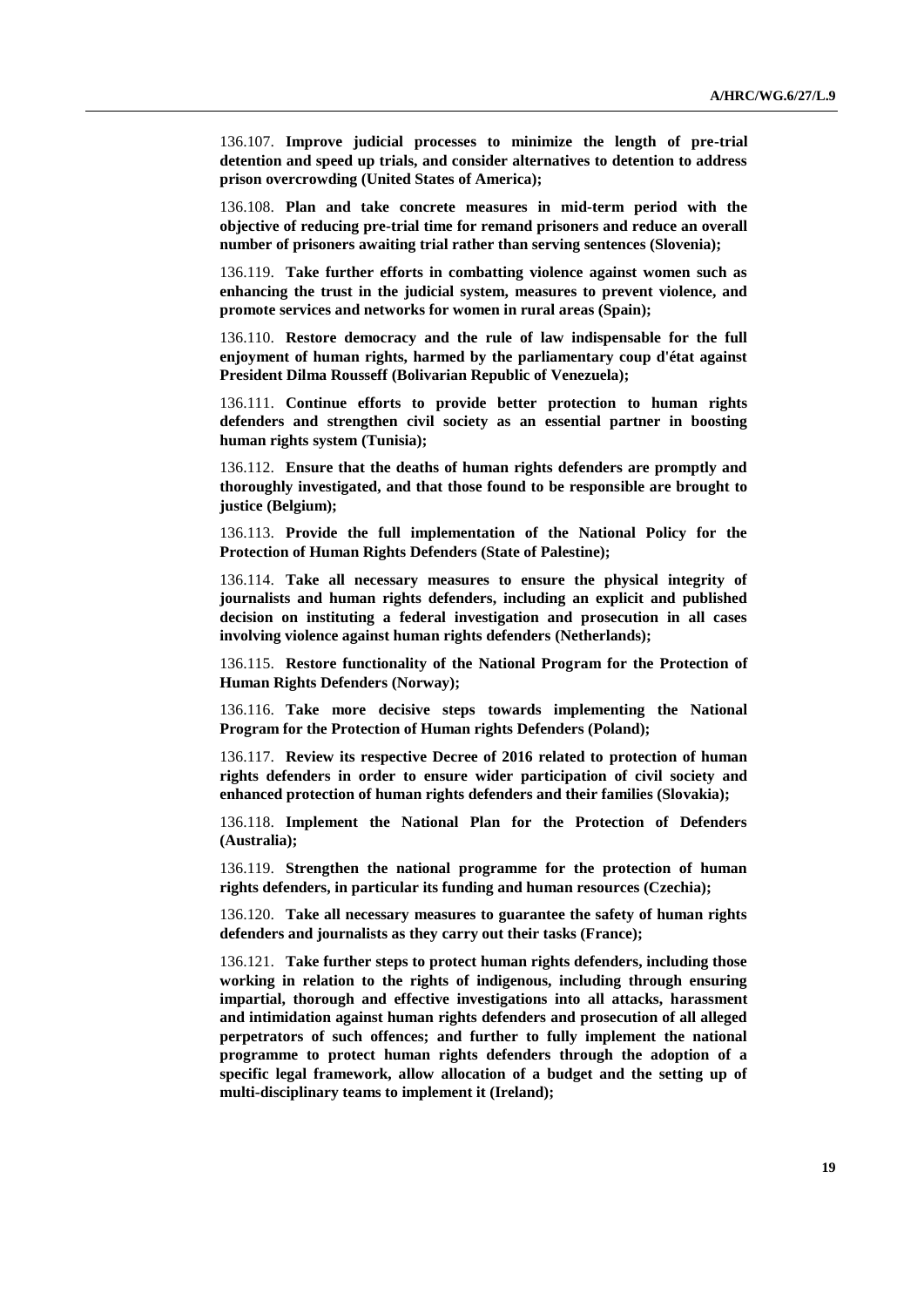136.107. **Improve judicial processes to minimize the length of pre-trial detention and speed up trials, and consider alternatives to detention to address prison overcrowding (United States of America);**

136.108. **Plan and take concrete measures in mid-term period with the objective of reducing pre-trial time for remand prisoners and reduce an overall number of prisoners awaiting trial rather than serving sentences (Slovenia);**

136.119. **Take further efforts in combatting violence against women such as enhancing the trust in the judicial system, measures to prevent violence, and promote services and networks for women in rural areas (Spain);**

136.110. **Restore democracy and the rule of law indispensable for the full enjoyment of human rights, harmed by the parliamentary coup d'état against President Dilma Rousseff (Bolivarian Republic of Venezuela);**

136.111. **Continue efforts to provide better protection to human rights defenders and strengthen civil society as an essential partner in boosting human rights system (Tunisia);**

136.112. **Ensure that the deaths of human rights defenders are promptly and thoroughly investigated, and that those found to be responsible are brought to justice (Belgium);**

136.113. **Provide the full implementation of the National Policy for the Protection of Human Rights Defenders (State of Palestine);**

136.114. **Take all necessary measures to ensure the physical integrity of journalists and human rights defenders, including an explicit and published decision on instituting a federal investigation and prosecution in all cases involving violence against human rights defenders (Netherlands);**

136.115. **Restore functionality of the National Program for the Protection of Human Rights Defenders (Norway);**

136.116. **Take more decisive steps towards implementing the National Program for the Protection of Human rights Defenders (Poland);**

136.117. **Review its respective Decree of 2016 related to protection of human rights defenders in order to ensure wider participation of civil society and enhanced protection of human rights defenders and their families (Slovakia);**

136.118. **Implement the National Plan for the Protection of Defenders (Australia);**

136.119. **Strengthen the national programme for the protection of human rights defenders, in particular its funding and human resources (Czechia);**

136.120. **Take all necessary measures to guarantee the safety of human rights defenders and journalists as they carry out their tasks (France);**

136.121. **Take further steps to protect human rights defenders, including those working in relation to the rights of indigenous, including through ensuring impartial, thorough and effective investigations into all attacks, harassment and intimidation against human rights defenders and prosecution of all alleged perpetrators of such offences; and further to fully implement the national programme to protect human rights defenders through the adoption of a specific legal framework, allow allocation of a budget and the setting up of multi-disciplinary teams to implement it (Ireland);**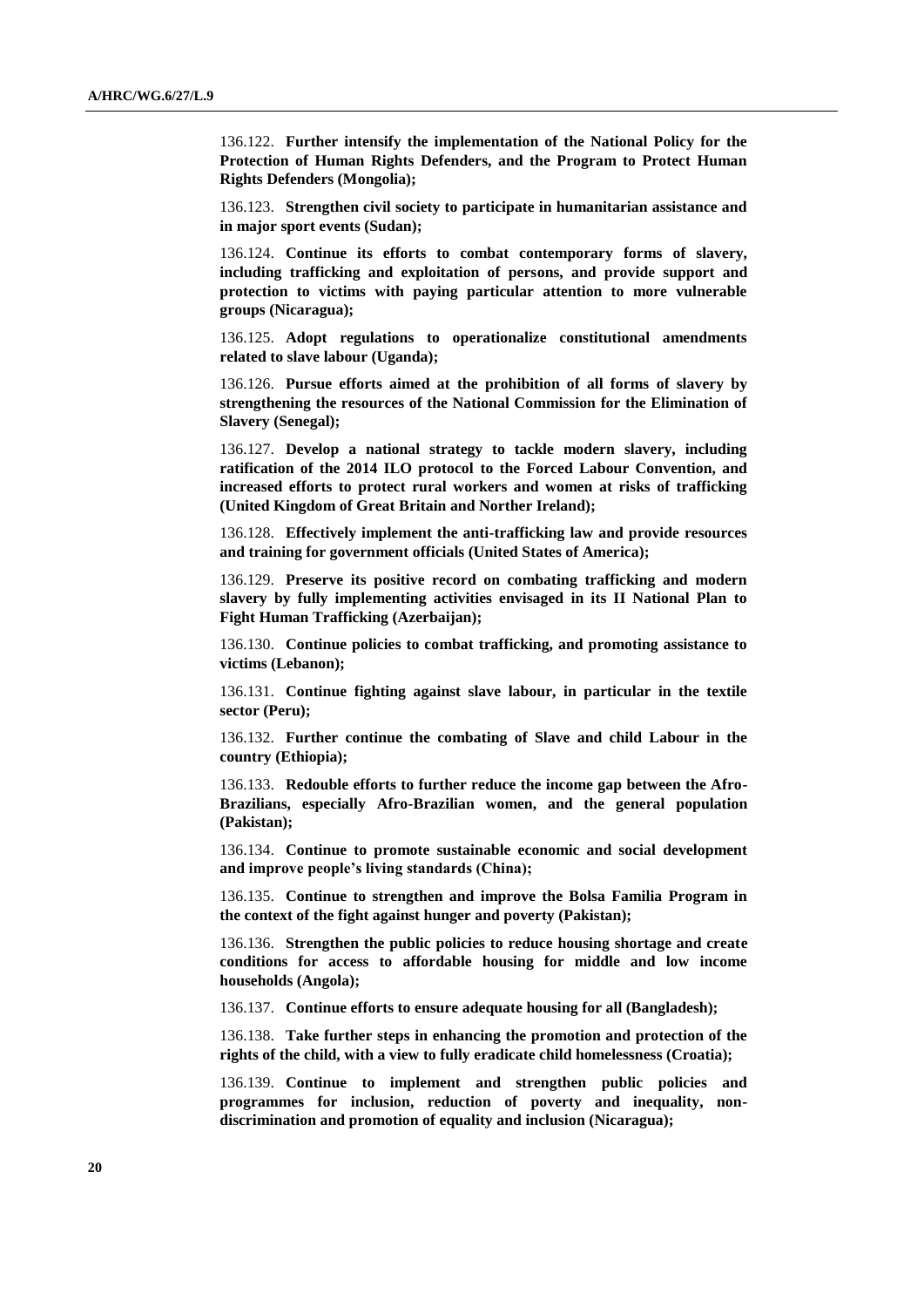136.122. **Further intensify the implementation of the National Policy for the Protection of Human Rights Defenders, and the Program to Protect Human Rights Defenders (Mongolia);**

136.123. **Strengthen civil society to participate in humanitarian assistance and in major sport events (Sudan);**

136.124. **Continue its efforts to combat contemporary forms of slavery, including trafficking and exploitation of persons, and provide support and protection to victims with paying particular attention to more vulnerable groups (Nicaragua);**

136.125. **Adopt regulations to operationalize constitutional amendments related to slave labour (Uganda);**

136.126. **Pursue efforts aimed at the prohibition of all forms of slavery by strengthening the resources of the National Commission for the Elimination of Slavery (Senegal);**

136.127. **Develop a national strategy to tackle modern slavery, including ratification of the 2014 ILO protocol to the Forced Labour Convention, and increased efforts to protect rural workers and women at risks of trafficking (United Kingdom of Great Britain and Norther Ireland);**

136.128. **Effectively implement the anti-trafficking law and provide resources and training for government officials (United States of America);**

136.129. **Preserve its positive record on combating trafficking and modern slavery by fully implementing activities envisaged in its II National Plan to Fight Human Trafficking (Azerbaijan);**

136.130. **Continue policies to combat trafficking, and promoting assistance to victims (Lebanon);**

136.131. **Continue fighting against slave labour, in particular in the textile sector (Peru);**

136.132. **Further continue the combating of Slave and child Labour in the country (Ethiopia);**

136.133. **Redouble efforts to further reduce the income gap between the Afro-Brazilians, especially Afro-Brazilian women, and the general population (Pakistan);**

136.134. **Continue to promote sustainable economic and social development and improve people's living standards (China);**

136.135. **Continue to strengthen and improve the Bolsa Familia Program in the context of the fight against hunger and poverty (Pakistan);**

136.136. **Strengthen the public policies to reduce housing shortage and create conditions for access to affordable housing for middle and low income households (Angola);**

136.137. **Continue efforts to ensure adequate housing for all (Bangladesh);**

136.138. **Take further steps in enhancing the promotion and protection of the rights of the child, with a view to fully eradicate child homelessness (Croatia);**

136.139. **Continue to implement and strengthen public policies and programmes for inclusion, reduction of poverty and inequality, non-discrimination and promotion of equality and inclusion (Nicaragua);**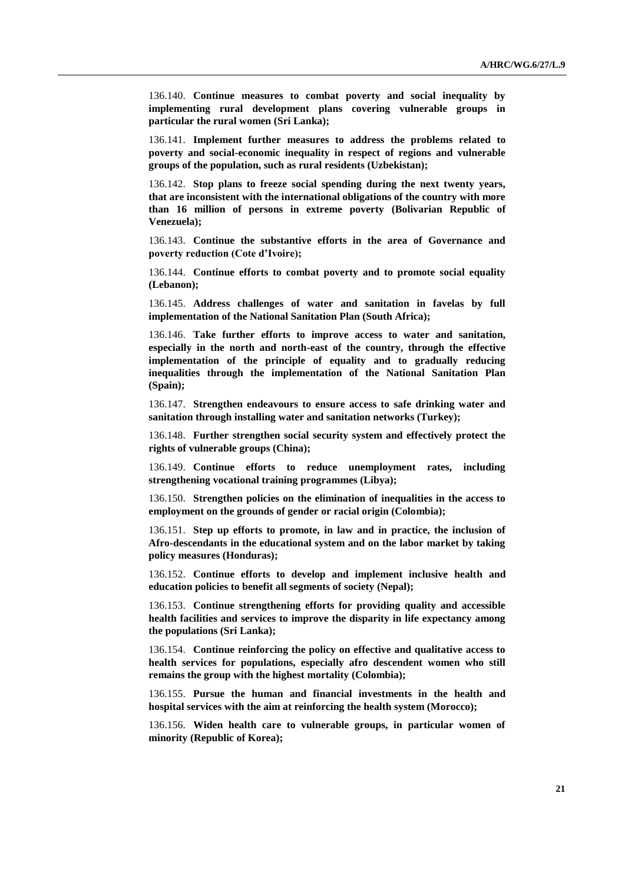136.140. **Continue measures to combat poverty and social inequality by implementing rural development plans covering vulnerable groups in particular the rural women (Sri Lanka);**

136.141. **Implement further measures to address the problems related to poverty and social-economic inequality in respect of regions and vulnerable groups of the population, such as rural residents (Uzbekistan);**

136.142. **Stop plans to freeze social spending during the next twenty years, that are inconsistent with the international obligations of the country with more than 16 million of persons in extreme poverty (Bolivarian Republic of Venezuela);**

136.143. **Continue the substantive efforts in the area of Governance and poverty reduction (Cote d'Ivoire);**

136.144. **Continue efforts to combat poverty and to promote social equality (Lebanon);**

136.145. **Address challenges of water and sanitation in favelas by full implementation of the National Sanitation Plan (South Africa);**

136.146. **Take further efforts to improve access to water and sanitation, especially in the north and north-east of the country, through the effective implementation of the principle of equality and to gradually reducing inequalities through the implementation of the National Sanitation Plan (Spain);**

136.147. **Strengthen endeavours to ensure access to safe drinking water and sanitation through installing water and sanitation networks (Turkey);**

136.148. **Further strengthen social security system and effectively protect the rights of vulnerable groups (China);**

136.149. **Continue efforts to reduce unemployment rates, including strengthening vocational training programmes (Libya);**

136.150. **Strengthen policies on the elimination of inequalities in the access to employment on the grounds of gender or racial origin (Colombia);**

136.151. **Step up efforts to promote, in law and in practice, the inclusion of Afro-descendants in the educational system and on the labor market by taking policy measures (Honduras);**

136.152. **Continue efforts to develop and implement inclusive health and education policies to benefit all segments of society (Nepal);**

136.153. **Continue strengthening efforts for providing quality and accessible health facilities and services to improve the disparity in life expectancy among the populations (Sri Lanka);**

136.154. **Continue reinforcing the policy on effective and qualitative access to health services for populations, especially afro descendent women who still remains the group with the highest mortality (Colombia);**

136.155. **Pursue the human and financial investments in the health and hospital services with the aim at reinforcing the health system (Morocco);**

136.156. **Widen health care to vulnerable groups, in particular women of minority (Republic of Korea);**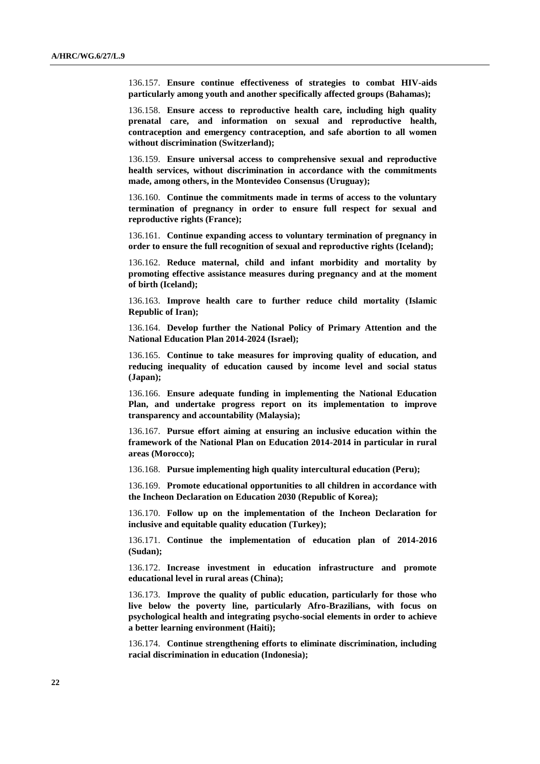136.157. **Ensure continue effectiveness of strategies to combat HIV-aids particularly among youth and another specifically affected groups (Bahamas);**

136.158. **Ensure access to reproductive health care, including high quality prenatal care, and information on sexual and reproductive health, contraception and emergency contraception, and safe abortion to all women without discrimination (Switzerland);**

136.159. **Ensure universal access to comprehensive sexual and reproductive health services, without discrimination in accordance with the commitments made, among others, in the Montevideo Consensus (Uruguay);**

136.160. **Continue the commitments made in terms of access to the voluntary termination of pregnancy in order to ensure full respect for sexual and reproductive rights (France);**

136.161. **Continue expanding access to voluntary termination of pregnancy in order to ensure the full recognition of sexual and reproductive rights (Iceland);**

136.162. **Reduce maternal, child and infant morbidity and mortality by promoting effective assistance measures during pregnancy and at the moment of birth (Iceland);**

136.163. **Improve health care to further reduce child mortality (Islamic Republic of Iran);**

136.164. **Develop further the National Policy of Primary Attention and the National Education Plan 2014-2024 (Israel);**

136.165. **Continue to take measures for improving quality of education, and reducing inequality of education caused by income level and social status (Japan);**

136.166. **Ensure adequate funding in implementing the National Education Plan, and undertake progress report on its implementation to improve transparency and accountability (Malaysia);**

136.167. **Pursue effort aiming at ensuring an inclusive education within the framework of the National Plan on Education 2014-2014 in particular in rural areas (Morocco);**

136.168. **Pursue implementing high quality intercultural education (Peru);**

136.169. **Promote educational opportunities to all children in accordance with the Incheon Declaration on Education 2030 (Republic of Korea);**

136.170. **Follow up on the implementation of the Incheon Declaration for inclusive and equitable quality education (Turkey);**

136.171. **Continue the implementation of education plan of 2014-2016 (Sudan);**

136.172. **Increase investment in education infrastructure and promote educational level in rural areas (China);**

136.173. **Improve the quality of public education, particularly for those who live below the poverty line, particularly Afro-Brazilians, with focus on psychological health and integrating psycho-social elements in order to achieve a better learning environment (Haiti);**

136.174. **Continue strengthening efforts to eliminate discrimination, including racial discrimination in education (Indonesia);**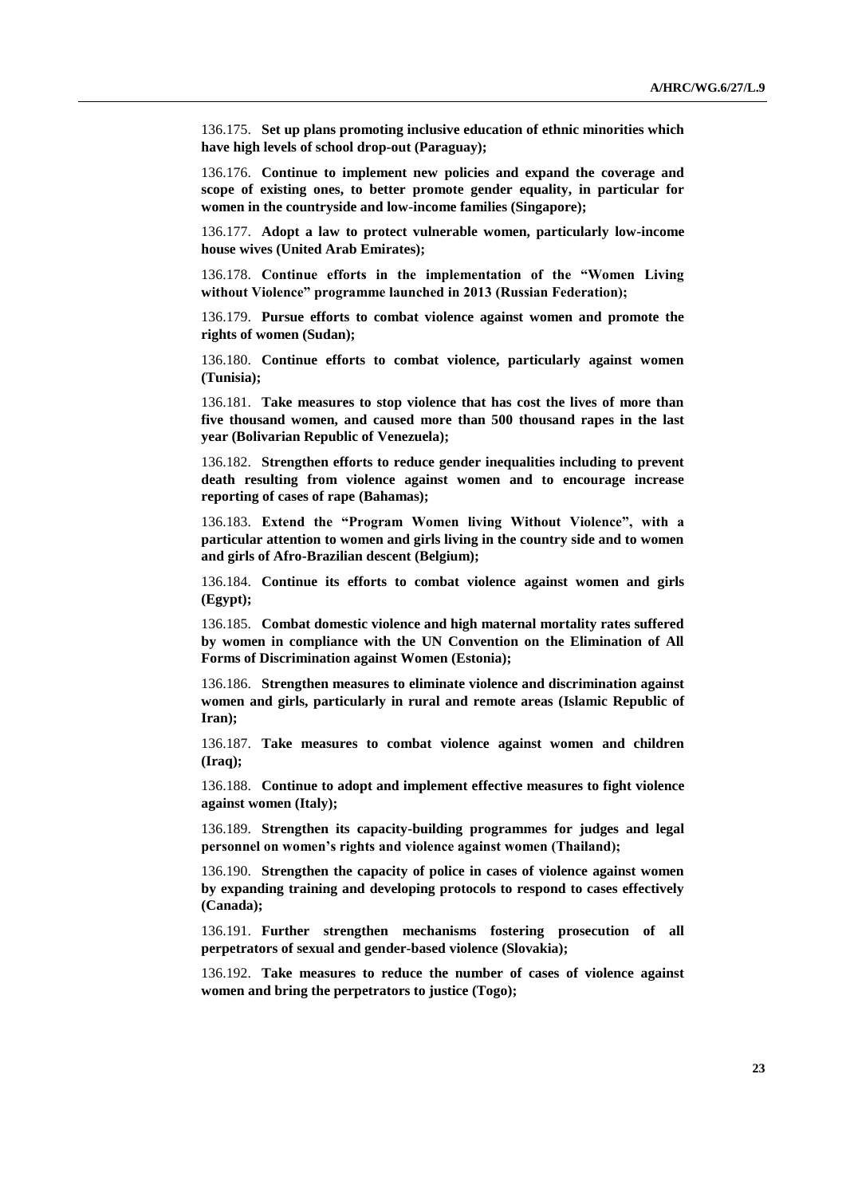136.175. **Set up plans promoting inclusive education of ethnic minorities which have high levels of school drop-out (Paraguay);**

136.176. **Continue to implement new policies and expand the coverage and scope of existing ones, to better promote gender equality, in particular for women in the countryside and low-income families (Singapore);**

136.177. **Adopt a law to protect vulnerable women, particularly low-income house wives (United Arab Emirates);**

136.178. **Continue efforts in the implementation of the "Women Living without Violence" programme launched in 2013 (Russian Federation);**

136.179. **Pursue efforts to combat violence against women and promote the rights of women (Sudan);**

136.180. **Continue efforts to combat violence, particularly against women (Tunisia);**

136.181. **Take measures to stop violence that has cost the lives of more than five thousand women, and caused more than 500 thousand rapes in the last year (Bolivarian Republic of Venezuela);**

136.182. **Strengthen efforts to reduce gender inequalities including to prevent death resulting from violence against women and to encourage increase reporting of cases of rape (Bahamas);**

136.183. **Extend the "Program Women living Without Violence", with a particular attention to women and girls living in the country side and to women and girls of Afro-Brazilian descent (Belgium);**

136.184. **Continue its efforts to combat violence against women and girls (Egypt);**

136.185. **Combat domestic violence and high maternal mortality rates suffered by women in compliance with the UN Convention on the Elimination of All Forms of Discrimination against Women (Estonia);**

136.186. **Strengthen measures to eliminate violence and discrimination against women and girls, particularly in rural and remote areas (Islamic Republic of Iran);**

136.187. **Take measures to combat violence against women and children (Iraq);**

136.188. **Continue to adopt and implement effective measures to fight violence against women (Italy);**

136.189. **Strengthen its capacity-building programmes for judges and legal personnel on women's rights and violence against women (Thailand);**

136.190. **Strengthen the capacity of police in cases of violence against women by expanding training and developing protocols to respond to cases effectively (Canada);**

136.191. **Further strengthen mechanisms fostering prosecution of all perpetrators of sexual and gender-based violence (Slovakia);**

136.192. **Take measures to reduce the number of cases of violence against women and bring the perpetrators to justice (Togo);**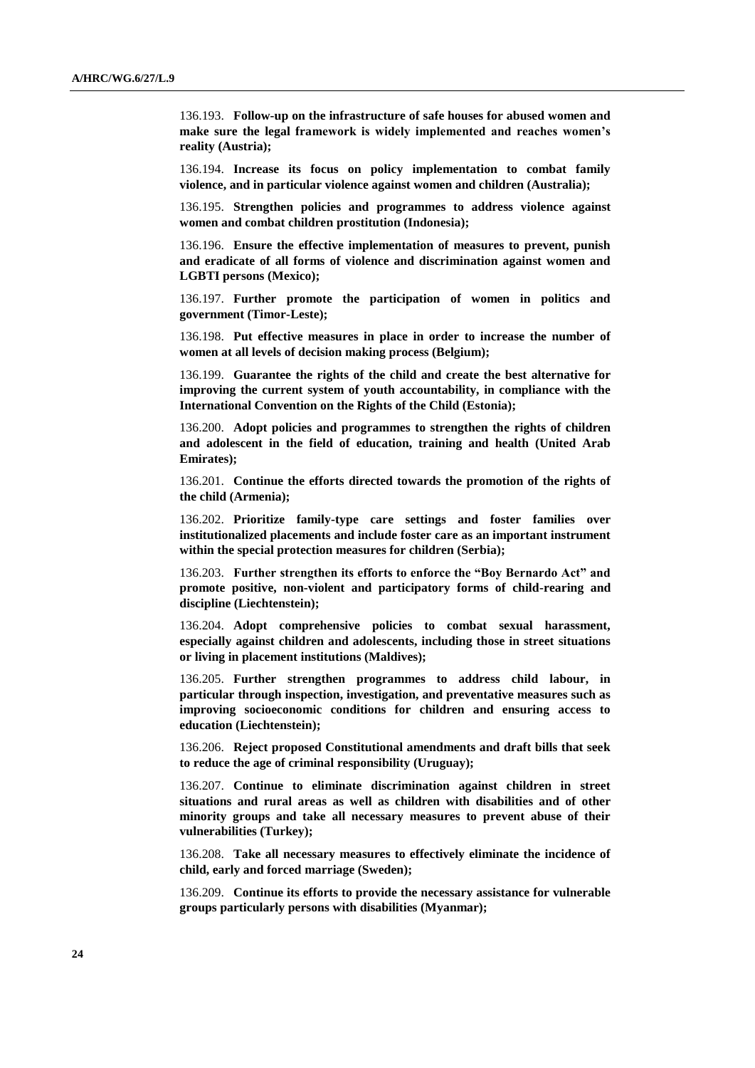136.193. **Follow-up on the infrastructure of safe houses for abused women and make sure the legal framework is widely implemented and reaches women's reality (Austria);**

136.194. **Increase its focus on policy implementation to combat family violence, and in particular violence against women and children (Australia);**

136.195. **Strengthen policies and programmes to address violence against women and combat children prostitution (Indonesia);**

136.196. **Ensure the effective implementation of measures to prevent, punish and eradicate of all forms of violence and discrimination against women and LGBTI persons (Mexico);**

136.197. **Further promote the participation of women in politics and government (Timor-Leste);**

136.198. **Put effective measures in place in order to increase the number of women at all levels of decision making process (Belgium);**

136.199. **Guarantee the rights of the child and create the best alternative for improving the current system of youth accountability, in compliance with the International Convention on the Rights of the Child (Estonia);**

136.200. **Adopt policies and programmes to strengthen the rights of children and adolescent in the field of education, training and health (United Arab Emirates);**

136.201. **Continue the efforts directed towards the promotion of the rights of the child (Armenia);**

136.202. **Prioritize family-type care settings and foster families over institutionalized placements and include foster care as an important instrument within the special protection measures for children (Serbia);**

136.203. **Further strengthen its efforts to enforce the "Boy Bernardo Act" and promote positive, non-violent and participatory forms of child-rearing and discipline (Liechtenstein);**

136.204. **Adopt comprehensive policies to combat sexual harassment, especially against children and adolescents, including those in street situations or living in placement institutions (Maldives);**

136.205. **Further strengthen programmes to address child labour, in particular through inspection, investigation, and preventative measures such as improving socioeconomic conditions for children and ensuring access to education (Liechtenstein);**

136.206. **Reject proposed Constitutional amendments and draft bills that seek to reduce the age of criminal responsibility (Uruguay);**

136.207. **Continue to eliminate discrimination against children in street situations and rural areas as well as children with disabilities and of other minority groups and take all necessary measures to prevent abuse of their vulnerabilities (Turkey);**

136.208. **Take all necessary measures to effectively eliminate the incidence of child, early and forced marriage (Sweden);**

136.209. **Continue its efforts to provide the necessary assistance for vulnerable groups particularly persons with disabilities (Myanmar);**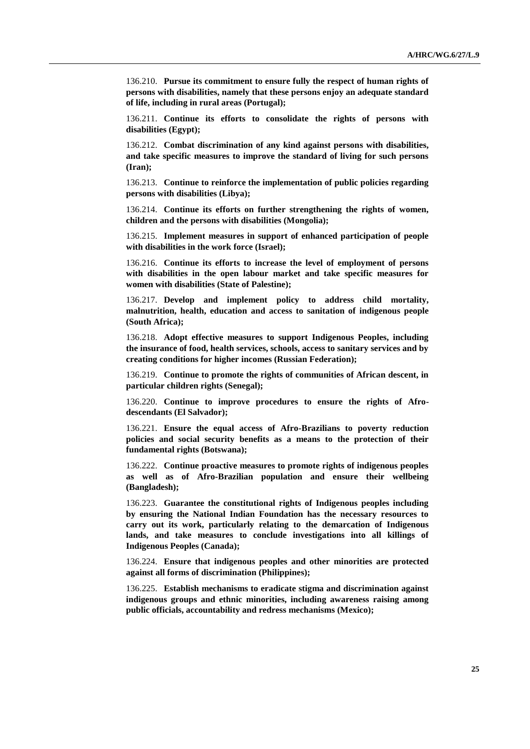136.210. **Pursue its commitment to ensure fully the respect of human rights of persons with disabilities, namely that these persons enjoy an adequate standard of life, including in rural areas (Portugal);**

136.211. **Continue its efforts to consolidate the rights of persons with disabilities (Egypt);**

136.212. **Combat discrimination of any kind against persons with disabilities, and take specific measures to improve the standard of living for such persons (Iran);**

136.213. **Continue to reinforce the implementation of public policies regarding persons with disabilities (Libya);**

136.214. **Continue its efforts on further strengthening the rights of women, children and the persons with disabilities (Mongolia);**

136.215. **Implement measures in support of enhanced participation of people with disabilities in the work force (Israel);**

136.216. **Continue its efforts to increase the level of employment of persons with disabilities in the open labour market and take specific measures for women with disabilities (State of Palestine);**

136.217. **Develop and implement policy to address child mortality, malnutrition, health, education and access to sanitation of indigenous people (South Africa);**

136.218. **Adopt effective measures to support Indigenous Peoples, including the insurance of food, health services, schools, access to sanitary services and by creating conditions for higher incomes (Russian Federation);**

136.219. **Continue to promote the rights of communities of African descent, in particular children rights (Senegal);**

136.220. **Continue to improve procedures to ensure the rights of Afro-descendants (El Salvador);**

136.221. **Ensure the equal access of Afro-Brazilians to poverty reduction policies and social security benefits as a means to the protection of their fundamental rights (Botswana);**

136.222. **Continue proactive measures to promote rights of indigenous peoples as well as of Afro-Brazilian population and ensure their wellbeing (Bangladesh);**

136.223. **Guarantee the constitutional rights of Indigenous peoples including by ensuring the National Indian Foundation has the necessary resources to carry out its work, particularly relating to the demarcation of Indigenous lands, and take measures to conclude investigations into all killings of Indigenous Peoples (Canada);**

136.224. **Ensure that indigenous peoples and other minorities are protected against all forms of discrimination (Philippines);**

136.225. **Establish mechanisms to eradicate stigma and discrimination against indigenous groups and ethnic minorities, including awareness raising among public officials, accountability and redress mechanisms (Mexico);**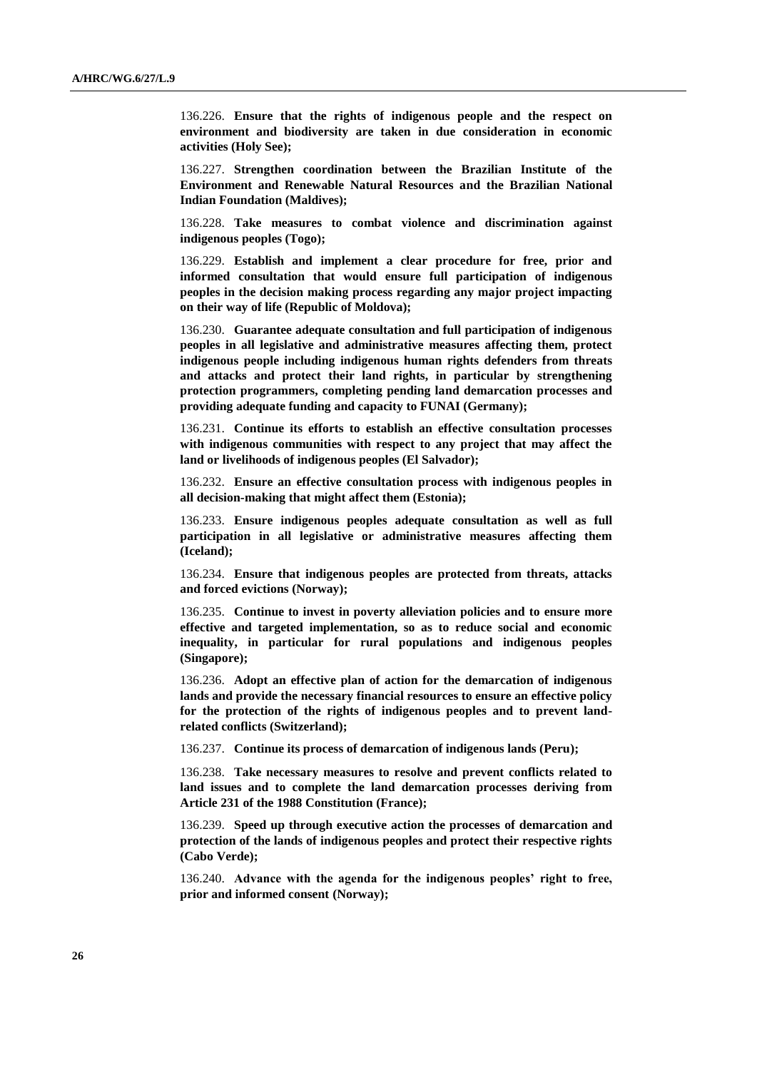136.226. **Ensure that the rights of indigenous people and the respect on environment and biodiversity are taken in due consideration in economic activities (Holy See);**

136.227. **Strengthen coordination between the Brazilian Institute of the Environment and Renewable Natural Resources and the Brazilian National Indian Foundation (Maldives);**

136.228. **Take measures to combat violence and discrimination against indigenous peoples (Togo);**

136.229. **Establish and implement a clear procedure for free, prior and informed consultation that would ensure full participation of indigenous peoples in the decision making process regarding any major project impacting on their way of life (Republic of Moldova);**

136.230. **Guarantee adequate consultation and full participation of indigenous peoples in all legislative and administrative measures affecting them, protect indigenous people including indigenous human rights defenders from threats and attacks and protect their land rights, in particular by strengthening protection programmers, completing pending land demarcation processes and providing adequate funding and capacity to FUNAI (Germany);**

136.231. **Continue its efforts to establish an effective consultation processes with indigenous communities with respect to any project that may affect the land or livelihoods of indigenous peoples (El Salvador);**

136.232. **Ensure an effective consultation process with indigenous peoples in all decision-making that might affect them (Estonia);**

136.233. **Ensure indigenous peoples adequate consultation as well as full participation in all legislative or administrative measures affecting them (Iceland);**

136.234. **Ensure that indigenous peoples are protected from threats, attacks and forced evictions (Norway);**

136.235. **Continue to invest in poverty alleviation policies and to ensure more effective and targeted implementation, so as to reduce social and economic inequality, in particular for rural populations and indigenous peoples (Singapore);**

136.236. **Adopt an effective plan of action for the demarcation of indigenous lands and provide the necessary financial resources to ensure an effective policy for the protection of the rights of indigenous peoples and to prevent land-related conflicts (Switzerland);**

136.237. **Continue its process of demarcation of indigenous lands (Peru);**

136.238. **Take necessary measures to resolve and prevent conflicts related to land issues and to complete the land demarcation processes deriving from Article 231 of the 1988 Constitution (France);**

136.239. **Speed up through executive action the processes of demarcation and protection of the lands of indigenous peoples and protect their respective rights (Cabo Verde);**

136.240. **Advance with the agenda for the indigenous peoples' right to free, prior and informed consent (Norway);**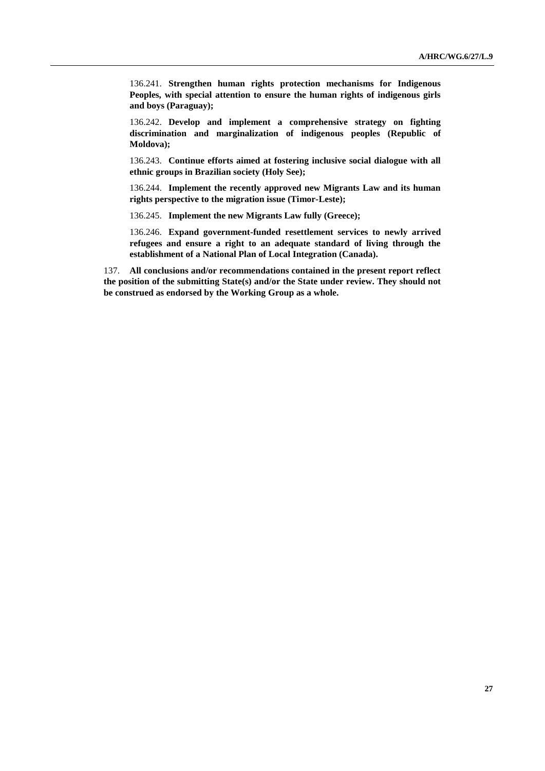136.241. **Strengthen human rights protection mechanisms for Indigenous Peoples, with special attention to ensure the human rights of indigenous girls and boys (Paraguay);**

136.242. **Develop and implement a comprehensive strategy on fighting discrimination and marginalization of indigenous peoples (Republic of Moldova);**

136.243. **Continue efforts aimed at fostering inclusive social dialogue with all ethnic groups in Brazilian society (Holy See);**

136.244. **Implement the recently approved new Migrants Law and its human rights perspective to the migration issue (Timor-Leste);**

136.245. **Implement the new Migrants Law fully (Greece);**

136.246. **Expand government-funded resettlement services to newly arrived refugees and ensure a right to an adequate standard of living through the establishment of a National Plan of Local Integration (Canada).**

137. **All conclusions and/or recommendations contained in the present report reflect the position of the submitting State(s) and/or the State under review. They should not be construed as endorsed by the Working Group as a whole.**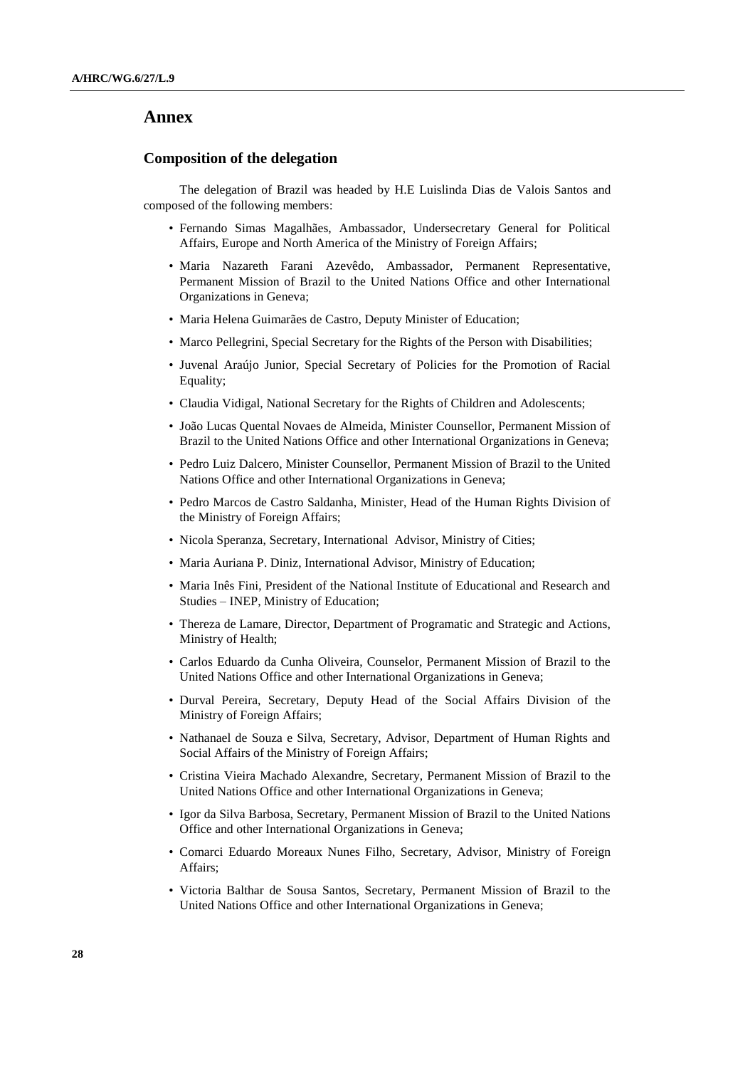# Annex

## Composition of the delegation

The delegation of Brazil was headed by H.E Luislinda Dias de Valois Santos and composed of the following members:

- Fernando Simas Magalhães, Ambassador, Undersecretary General for Political Affairs, Europe and North America of the Ministry of Foreign Affairs;
- Maria Nazareth Farani Azevêdo, Ambassador, Permanent Representative, Permanent Mission of Brazil to the United Nations Office and other International Organizations in Geneva;
- Maria Helena Guimarães de Castro, Deputy Minister of Education;
- Marco Pellegrini, Special Secretary for the Rights of the Person with Disabilities;
- Juvenal Araújo Junior, Special Secretary of Policies for the Promotion of Racial Equality;
- Claudia Vidigal, National Secretary for the Rights of Children and Adolescents;
- João Lucas Quental Novaes de Almeida, Minister Counsellor, Permanent Mission of Brazil to the United Nations Office and other International Organizations in Geneva;
- Pedro Luiz Dalcero, Minister Counsellor, Permanent Mission of Brazil to the United Nations Office and other International Organizations in Geneva;
- Pedro Marcos de Castro Saldanha, Minister, Head of the Human Rights Division of the Ministry of Foreign Affairs;
- Nicola Speranza, Secretary, International Advisor, Ministry of Cities;
- Maria Auriana P. Diniz, International Advisor, Ministry of Education;
- Maria Inês Fini, President of the National Institute of Educational and Research and Studies – INEP, Ministry of Education;
- Thereza de Lamare, Director, Department of Programatic and Strategic and Actions, Ministry of Health;
- Carlos Eduardo da Cunha Oliveira, Counselor, Permanent Mission of Brazil to the United Nations Office and other International Organizations in Geneva;
- Durval Pereira, Secretary, Deputy Head of the Social Affairs Division of the Ministry of Foreign Affairs;
- Nathanael de Souza e Silva, Secretary, Advisor, Department of Human Rights and Social Affairs of the Ministry of Foreign Affairs;
- Cristina Vieira Machado Alexandre, Secretary, Permanent Mission of Brazil to the United Nations Office and other International Organizations in Geneva;
- Igor da Silva Barbosa, Secretary, Permanent Mission of Brazil to the United Nations Office and other International Organizations in Geneva;
- Comarci Eduardo Moreaux Nunes Filho, Secretary, Advisor, Ministry of Foreign Affairs;
- Victoria Balthar de Sousa Santos, Secretary, Permanent Mission of Brazil to the United Nations Office and other International Organizations in Geneva;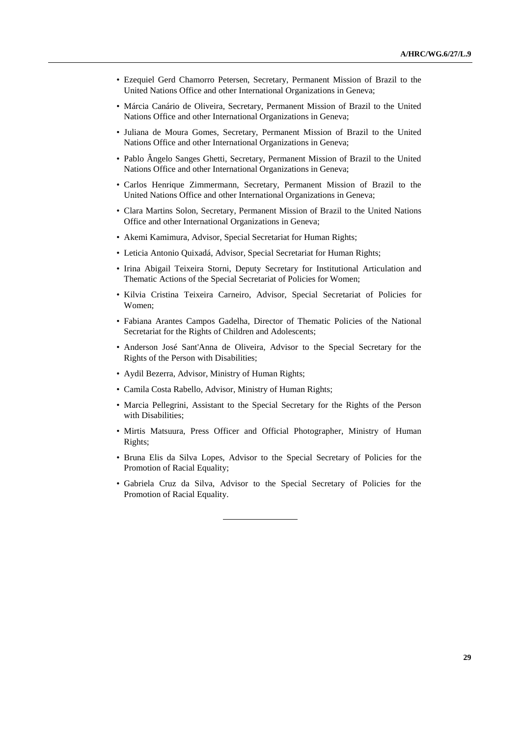- Ezequiel Gerd Chamorro Petersen, Secretary, Permanent Mission of Brazil to the United Nations Office and other International Organizations in Geneva;
- Márcia Canário de Oliveira, Secretary, Permanent Mission of Brazil to the United Nations Office and other International Organizations in Geneva;
- Juliana de Moura Gomes, Secretary, Permanent Mission of Brazil to the United Nations Office and other International Organizations in Geneva;
- Pablo Ângelo Sanges Ghetti, Secretary, Permanent Mission of Brazil to the United Nations Office and other International Organizations in Geneva;
- Carlos Henrique Zimmermann, Secretary, Permanent Mission of Brazil to the United Nations Office and other International Organizations in Geneva;
- Clara Martins Solon, Secretary, Permanent Mission of Brazil to the United Nations Office and other International Organizations in Geneva;
- Akemi Kamimura, Advisor, Special Secretariat for Human Rights;
- Leticia Antonio Quixadá, Advisor, Special Secretariat for Human Rights;
- Irina Abigail Teixeira Storni, Deputy Secretary for Institutional Articulation and Thematic Actions of the Special Secretariat of Policies for Women;
- Kilvia Cristina Teixeira Carneiro, Advisor, Special Secretariat of Policies for Women;
- Fabiana Arantes Campos Gadelha, Director of Thematic Policies of the National Secretariat for the Rights of Children and Adolescents;
- Anderson José Sant'Anna de Oliveira, Advisor to the Special Secretary for the Rights of the Person with Disabilities;
- Aydil Bezerra, Advisor, Ministry of Human Rights;
- Camila Costa Rabello, Advisor, Ministry of Human Rights;
- Marcia Pellegrini, Assistant to the Special Secretary for the Rights of the Person with Disabilities;
- Mirtis Matsuura, Press Officer and Official Photographer, Ministry of Human Rights;
- Bruna Elis da Silva Lopes, Advisor to the Special Secretary of Policies for the Promotion of Racial Equality;
- Gabriela Cruz da Silva, Advisor to the Special Secretary of Policies for the Promotion of Racial Equality.